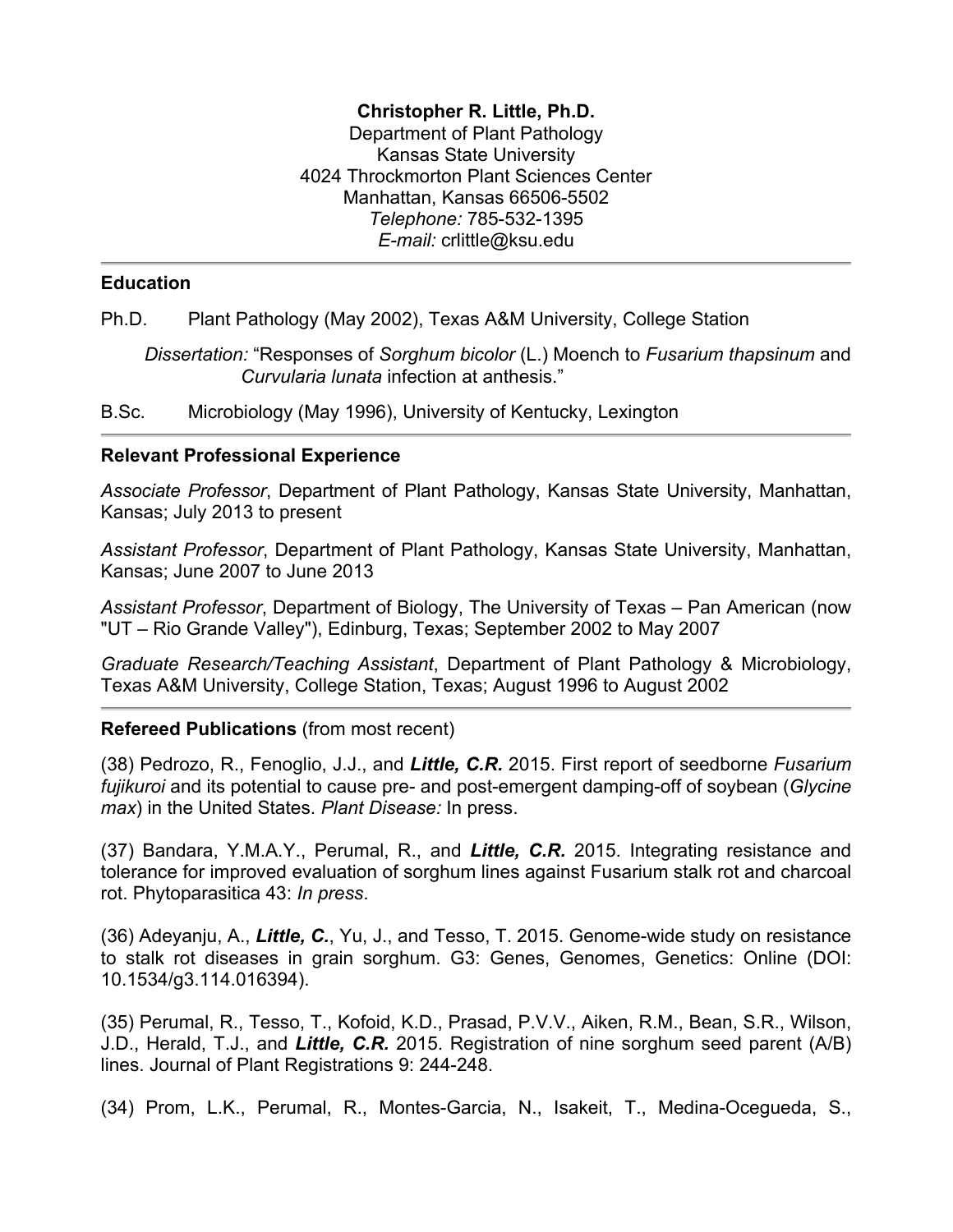**Christopher R. Little, Ph.D.**
Department of Plant Pathology
Kansas State University
4024 Throckmorton Plant Sciences Center
Manhattan, Kansas 66506-5502
*Telephone:* 785-532-1395
*E-mail:* crlittle@ksu.edu

---

## Education

Ph.D. Plant Pathology (May 2002), Texas A&M University, College Station

*Dissertation:* "Responses of *Sorghum bicolor* (L.) Moench to *Fusarium thapsinum* and *Curvularia lunata* infection at anthesis."

B.Sc. Microbiology (May 1996), University of Kentucky, Lexington

---

## Relevant Professional Experience

*Associate Professor*, Department of Plant Pathology, Kansas State University, Manhattan, Kansas; July 2013 to present

*Assistant Professor*, Department of Plant Pathology, Kansas State University, Manhattan, Kansas; June 2007 to June 2013

*Assistant Professor*, Department of Biology, The University of Texas – Pan American (now "UT – Rio Grande Valley"), Edinburg, Texas; September 2002 to May 2007

*Graduate Research/Teaching Assistant*, Department of Plant Pathology & Microbiology, Texas A&M University, College Station, Texas; August 1996 to August 2002

---

## Refereed Publications (from most recent)

(38) Pedrozo, R., Fenoglio, J.J., and ***Little, C.R.*** 2015. First report of seedborne *Fusarium fujikuroi* and its potential to cause pre- and post-emergent damping-off of soybean (*Glycine max*) in the United States. *Plant Disease:* In press.

(37) Bandara, Y.M.A.Y., Perumal, R., and ***Little, C.R.*** 2015. Integrating resistance and tolerance for improved evaluation of sorghum lines against Fusarium stalk rot and charcoal rot. Phytoparasitica 43: *In press*.

(36) Adeyanju, A., ***Little, C.***, Yu, J., and Tesso, T. 2015. Genome-wide study on resistance to stalk rot diseases in grain sorghum. G3: Genes, Genomes, Genetics: Online (DOI: 10.1534/g3.114.016394).

(35) Perumal, R., Tesso, T., Kofoid, K.D., Prasad, P.V.V., Aiken, R.M., Bean, S.R., Wilson, J.D., Herald, T.J., and ***Little, C.R.*** 2015. Registration of nine sorghum seed parent (A/B) lines. Journal of Plant Registrations 9: 244-248.

(34) Prom, L.K., Perumal, R., Montes-Garcia, N., Isakeit, T., Medina-Ocegueda, S.,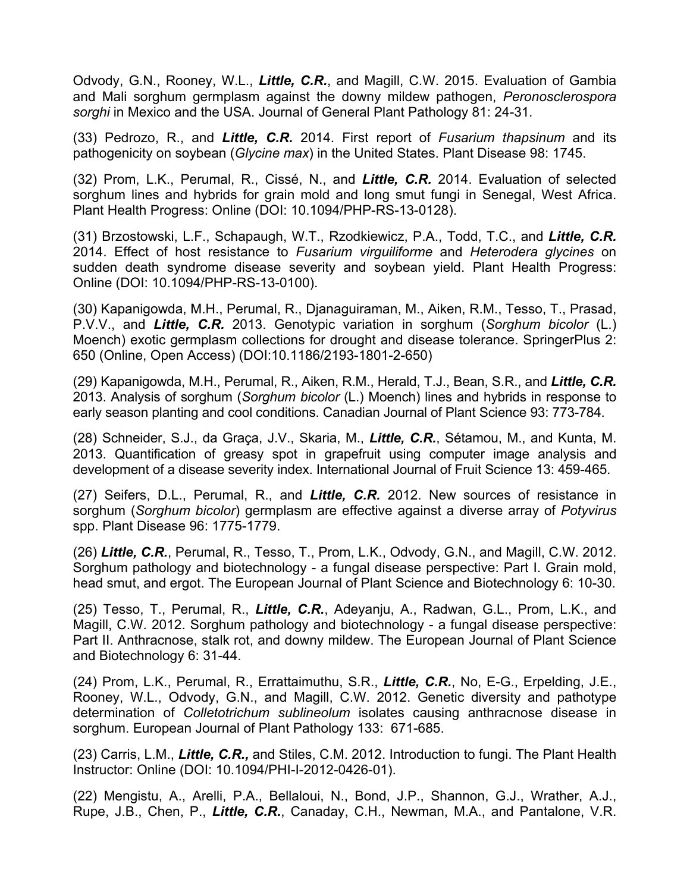Odvody, G.N., Rooney, W.L., ***Little, C.R.***, and Magill, C.W. 2015. Evaluation of Gambia and Mali sorghum germplasm against the downy mildew pathogen, *Peronosclerospora sorghi* in Mexico and the USA. Journal of General Plant Pathology 81: 24-31.

(33) Pedrozo, R., and ***Little, C.R.*** 2014. First report of *Fusarium thapsinum* and its pathogenicity on soybean (*Glycine max*) in the United States. Plant Disease 98: 1745.

(32) Prom, L.K., Perumal, R., Cissé, N., and ***Little, C.R.*** 2014. Evaluation of selected sorghum lines and hybrids for grain mold and long smut fungi in Senegal, West Africa. Plant Health Progress: Online (DOI: 10.1094/PHP-RS-13-0128).

(31) Brzostowski, L.F., Schapaugh, W.T., Rzodkiewicz, P.A., Todd, T.C., and ***Little, C.R.*** 2014. Effect of host resistance to *Fusarium virguiliforme* and *Heterodera glycines* on sudden death syndrome disease severity and soybean yield. Plant Health Progress: Online (DOI: 10.1094/PHP-RS-13-0100).

(30) Kapanigowda, M.H., Perumal, R., Djanaguiraman, M., Aiken, R.M., Tesso, T., Prasad, P.V.V., and ***Little, C.R.*** 2013. Genotypic variation in sorghum (*Sorghum bicolor* (L.) Moench) exotic germplasm collections for drought and disease tolerance. SpringerPlus 2: 650 (Online, Open Access) (DOI:10.1186/2193-1801-2-650)

(29) Kapanigowda, M.H., Perumal, R., Aiken, R.M., Herald, T.J., Bean, S.R., and ***Little, C.R.*** 2013. Analysis of sorghum (*Sorghum bicolor* (L.) Moench) lines and hybrids in response to early season planting and cool conditions. Canadian Journal of Plant Science 93: 773-784.

(28) Schneider, S.J., da Graça, J.V., Skaria, M., ***Little, C.R.***, Sétamou, M., and Kunta, M. 2013. Quantification of greasy spot in grapefruit using computer image analysis and development of a disease severity index. International Journal of Fruit Science 13: 459-465.

(27) Seifers, D.L., Perumal, R., and ***Little, C.R.*** 2012. New sources of resistance in sorghum (*Sorghum bicolor*) germplasm are effective against a diverse array of *Potyvirus* spp. Plant Disease 96: 1775-1779.

(26) ***Little, C.R.***, Perumal, R., Tesso, T., Prom, L.K., Odvody, G.N., and Magill, C.W. 2012. Sorghum pathology and biotechnology - a fungal disease perspective: Part I. Grain mold, head smut, and ergot. The European Journal of Plant Science and Biotechnology 6: 10-30.

(25) Tesso, T., Perumal, R., ***Little, C.R.***, Adeyanju, A., Radwan, G.L., Prom, L.K., and Magill, C.W. 2012. Sorghum pathology and biotechnology - a fungal disease perspective: Part II. Anthracnose, stalk rot, and downy mildew. The European Journal of Plant Science and Biotechnology 6: 31-44.

(24) Prom, L.K., Perumal, R., Errattaimuthu, S.R., ***Little, C.R.***, No, E-G., Erpelding, J.E., Rooney, W.L., Odvody, G.N., and Magill, C.W. 2012. Genetic diversity and pathotype determination of *Colletotrichum sublineolum* isolates causing anthracnose disease in sorghum. European Journal of Plant Pathology 133: 671-685.

(23) Carris, L.M., ***Little, C.R.,*** and Stiles, C.M. 2012. Introduction to fungi. The Plant Health Instructor: Online (DOI: 10.1094/PHI-I-2012-0426-01).

(22) Mengistu, A., Arelli, P.A., Bellaloui, N., Bond, J.P., Shannon, G.J., Wrather, A.J., Rupe, J.B., Chen, P., ***Little, C.R.***, Canaday, C.H., Newman, M.A., and Pantalone, V.R.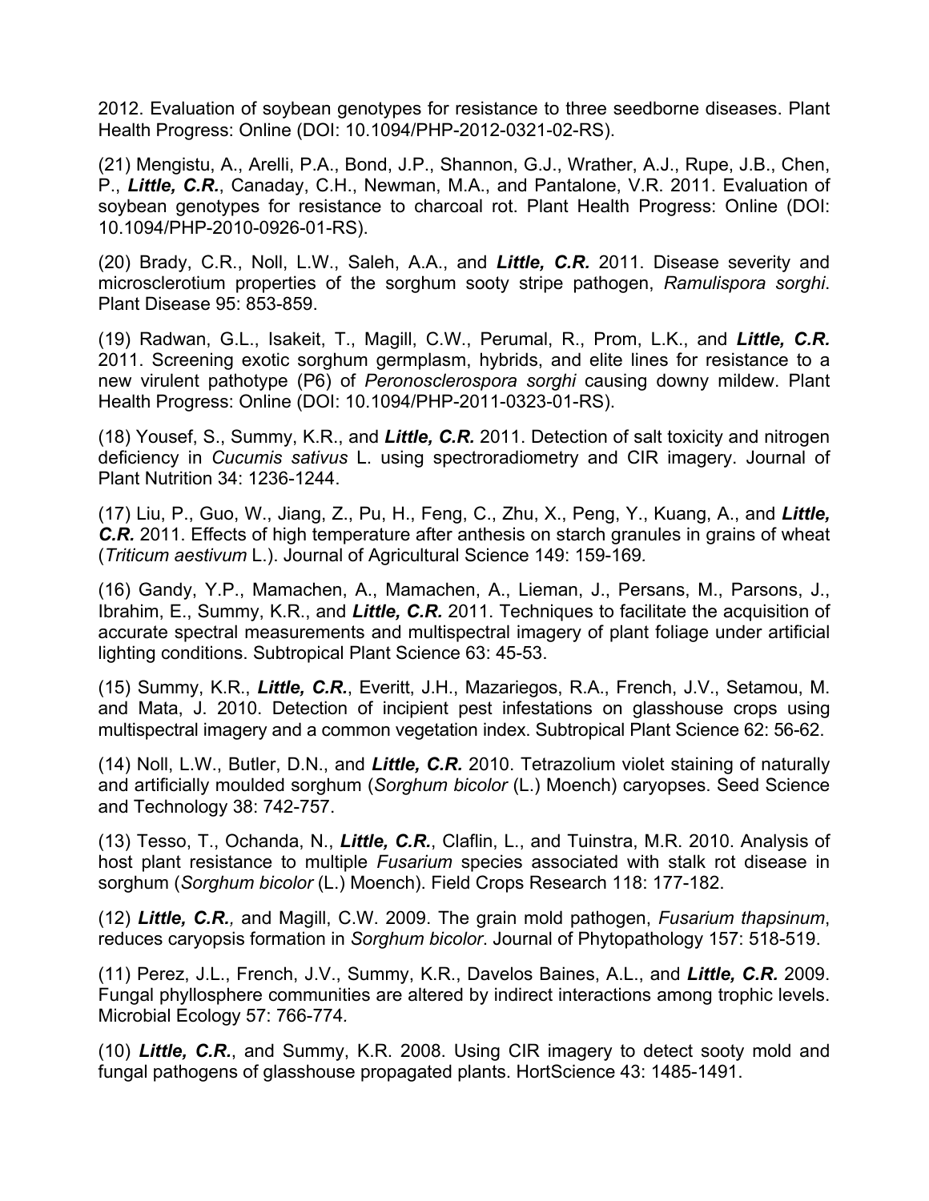2012. Evaluation of soybean genotypes for resistance to three seedborne diseases. Plant Health Progress: Online (DOI: 10.1094/PHP-2012-0321-02-RS).

(21) Mengistu, A., Arelli, P.A., Bond, J.P., Shannon, G.J., Wrather, A.J., Rupe, J.B., Chen, P., ***Little, C.R.***, Canaday, C.H., Newman, M.A., and Pantalone, V.R. 2011. Evaluation of soybean genotypes for resistance to charcoal rot. Plant Health Progress: Online (DOI: 10.1094/PHP-2010-0926-01-RS).

(20) Brady, C.R., Noll, L.W., Saleh, A.A., and ***Little, C.R.*** 2011. Disease severity and microsclerotium properties of the sorghum sooty stripe pathogen, *Ramulispora sorghi*. Plant Disease 95: 853-859.

(19) Radwan, G.L., Isakeit, T., Magill, C.W., Perumal, R., Prom, L.K., and ***Little, C.R.*** 2011. Screening exotic sorghum germplasm, hybrids, and elite lines for resistance to a new virulent pathotype (P6) of *Peronosclerospora sorghi* causing downy mildew. Plant Health Progress: Online (DOI: 10.1094/PHP-2011-0323-01-RS).

(18) Yousef, S., Summy, K.R., and ***Little, C.R.*** 2011. Detection of salt toxicity and nitrogen deficiency in *Cucumis sativus* L. using spectroradiometry and CIR imagery. Journal of Plant Nutrition 34: 1236-1244.

(17) Liu, P., Guo, W., Jiang, Z., Pu, H., Feng, C., Zhu, X., Peng, Y., Kuang, A., and ***Little, C.R.*** 2011. Effects of high temperature after anthesis on starch granules in grains of wheat (*Triticum aestivum* L.). Journal of Agricultural Science 149: 159-169.

(16) Gandy, Y.P., Mamachen, A., Mamachen, A., Lieman, J., Persans, M., Parsons, J., Ibrahim, E., Summy, K.R., and ***Little, C.R.*** 2011. Techniques to facilitate the acquisition of accurate spectral measurements and multispectral imagery of plant foliage under artificial lighting conditions. Subtropical Plant Science 63: 45-53.

(15) Summy, K.R., ***Little, C.R.***, Everitt, J.H., Mazariegos, R.A., French, J.V., Setamou, M. and Mata, J. 2010. Detection of incipient pest infestations on glasshouse crops using multispectral imagery and a common vegetation index. Subtropical Plant Science 62: 56-62.

(14) Noll, L.W., Butler, D.N., and ***Little, C.R.*** 2010. Tetrazolium violet staining of naturally and artificially moulded sorghum (*Sorghum bicolor* (L.) Moench) caryopses. Seed Science and Technology 38: 742-757.

(13) Tesso, T., Ochanda, N., ***Little, C.R.***, Claflin, L., and Tuinstra, M.R. 2010. Analysis of host plant resistance to multiple *Fusarium* species associated with stalk rot disease in sorghum (*Sorghum bicolor* (L.) Moench). Field Crops Research 118: 177-182.

(12) ***Little, C.R.,*** and Magill, C.W. 2009. The grain mold pathogen, *Fusarium thapsinum*, reduces caryopsis formation in *Sorghum bicolor*. Journal of Phytopathology 157: 518-519.

(11) Perez, J.L., French, J.V., Summy, K.R., Davelos Baines, A.L., and ***Little, C.R.*** 2009. Fungal phyllosphere communities are altered by indirect interactions among trophic levels. Microbial Ecology 57: 766-774.

(10) ***Little, C.R.***, and Summy, K.R. 2008. Using CIR imagery to detect sooty mold and fungal pathogens of glasshouse propagated plants. HortScience 43: 1485-1491.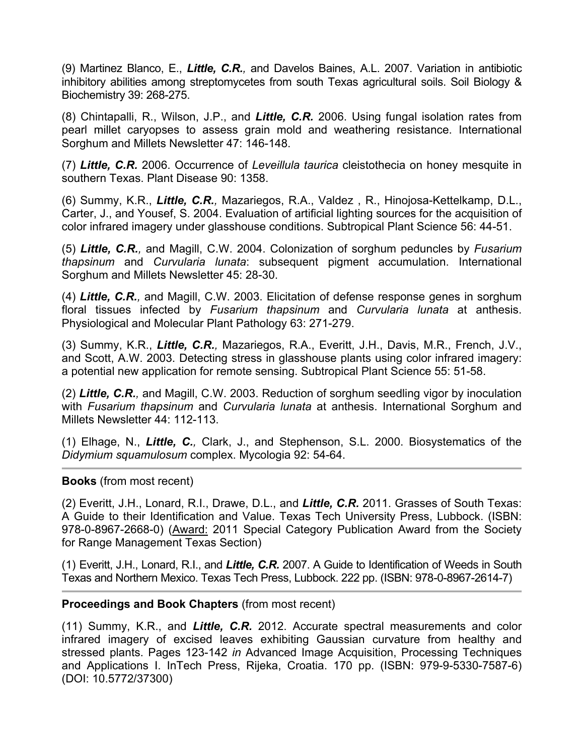(9) Martinez Blanco, E., ***Little, C.R.,*** and Davelos Baines, A.L. 2007. Variation in antibiotic inhibitory abilities among streptomycetes from south Texas agricultural soils. Soil Biology & Biochemistry 39: 268-275.

(8) Chintapalli, R., Wilson, J.P., and ***Little, C.R.*** 2006. Using fungal isolation rates from pearl millet caryopses to assess grain mold and weathering resistance. International Sorghum and Millets Newsletter 47: 146-148.

(7) ***Little, C.R.*** 2006. Occurrence of *Leveillula taurica* cleistothecia on honey mesquite in southern Texas. Plant Disease 90: 1358.

(6) Summy, K.R., ***Little, C.R.,*** Mazariegos, R.A., Valdez , R., Hinojosa-Kettelkamp, D.L., Carter, J., and Yousef, S. 2004. Evaluation of artificial lighting sources for the acquisition of color infrared imagery under glasshouse conditions. Subtropical Plant Science 56: 44-51.

(5) ***Little, C.R.,*** and Magill, C.W. 2004. Colonization of sorghum peduncles by *Fusarium thapsinum* and *Curvularia lunata*: subsequent pigment accumulation. International Sorghum and Millets Newsletter 45: 28-30.

(4) ***Little, C.R.,*** and Magill, C.W. 2003. Elicitation of defense response genes in sorghum floral tissues infected by *Fusarium thapsinum* and *Curvularia lunata* at anthesis. Physiological and Molecular Plant Pathology 63: 271-279.

(3) Summy, K.R., ***Little, C.R.,*** Mazariegos, R.A., Everitt, J.H., Davis, M.R., French, J.V., and Scott, A.W. 2003. Detecting stress in glasshouse plants using color infrared imagery: a potential new application for remote sensing. Subtropical Plant Science 55: 51-58.

(2) ***Little, C.R.,*** and Magill, C.W. 2003. Reduction of sorghum seedling vigor by inoculation with *Fusarium thapsinum* and *Curvularia lunata* at anthesis. International Sorghum and Millets Newsletter 44: 112-113.

(1) Elhage, N., ***Little, C.,*** Clark, J., and Stephenson, S.L. 2000. Biosystematics of the *Didymium squamulosum* complex. Mycologia 92: 54-64.

---

**Books** (from most recent)

(2) Everitt, J.H., Lonard, R.I., Drawe, D.L., and ***Little, C.R.*** 2011. Grasses of South Texas: A Guide to their Identification and Value. Texas Tech University Press, Lubbock. (ISBN: 978-0-8967-2668-0) (<u>Award:</u> 2011 Special Category Publication Award from the Society for Range Management Texas Section)

(1) Everitt, J.H., Lonard, R.I., and ***Little, C.R.*** 2007. A Guide to Identification of Weeds in South Texas and Northern Mexico. Texas Tech Press, Lubbock. 222 pp. (ISBN: 978-0-8967-2614-7)

---

**Proceedings and Book Chapters** (from most recent)

(11) Summy, K.R., and ***Little, C.R.*** 2012. Accurate spectral measurements and color infrared imagery of excised leaves exhibiting Gaussian curvature from healthy and stressed plants. Pages 123-142 *in* Advanced Image Acquisition, Processing Techniques and Applications I. InTech Press, Rijeka, Croatia. 170 pp. (ISBN: 979-9-5330-7587-6) (DOI: 10.5772/37300)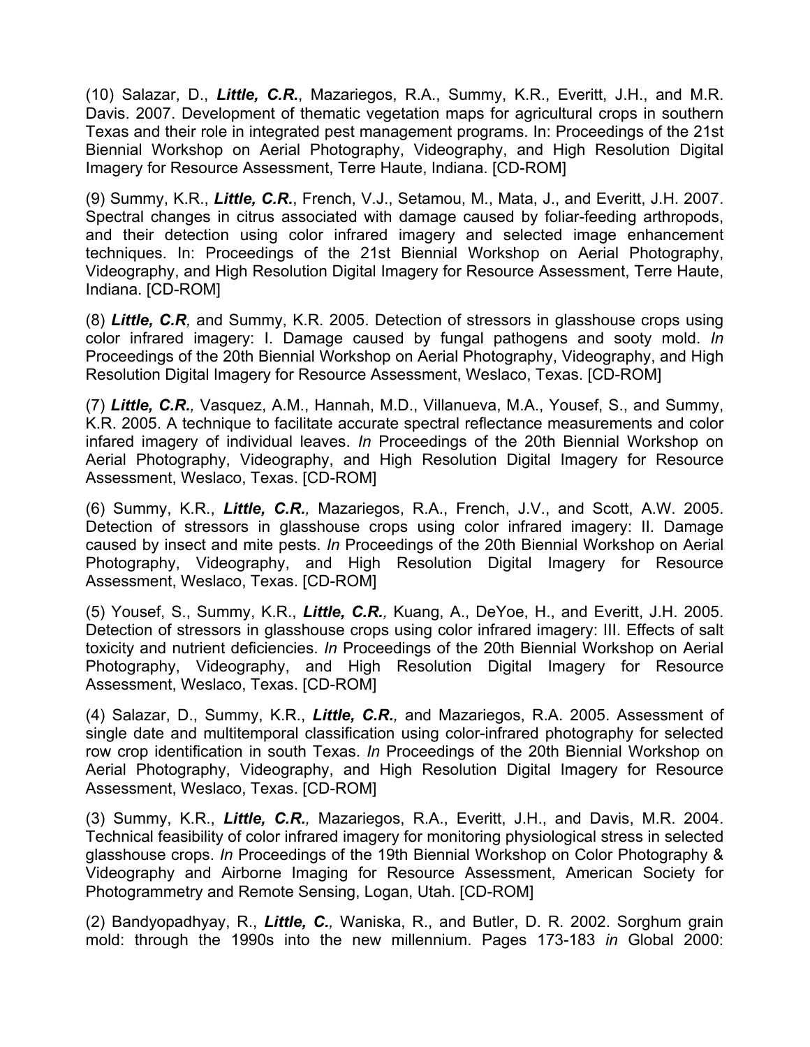(10) Salazar, D., ***Little, C.R.***, Mazariegos, R.A., Summy, K.R., Everitt, J.H., and M.R. Davis. 2007. Development of thematic vegetation maps for agricultural crops in southern Texas and their role in integrated pest management programs. In: Proceedings of the 21st Biennial Workshop on Aerial Photography, Videography, and High Resolution Digital Imagery for Resource Assessment, Terre Haute, Indiana. [CD-ROM]

(9) Summy, K.R., ***Little, C.R.***, French, V.J., Setamou, M., Mata, J., and Everitt, J.H. 2007. Spectral changes in citrus associated with damage caused by foliar-feeding arthropods, and their detection using color infrared imagery and selected image enhancement techniques. In: Proceedings of the 21st Biennial Workshop on Aerial Photography, Videography, and High Resolution Digital Imagery for Resource Assessment, Terre Haute, Indiana. [CD-ROM]

(8) ***Little, C.R****,* and Summy, K.R. 2005. Detection of stressors in glasshouse crops using color infrared imagery: I. Damage caused by fungal pathogens and sooty mold. *In* Proceedings of the 20th Biennial Workshop on Aerial Photography, Videography, and High Resolution Digital Imagery for Resource Assessment, Weslaco, Texas. [CD-ROM]

(7) ***Little, C.R.****,* Vasquez, A.M., Hannah, M.D., Villanueva, M.A., Yousef, S., and Summy, K.R. 2005. A technique to facilitate accurate spectral reflectance measurements and color infared imagery of individual leaves. *In* Proceedings of the 20th Biennial Workshop on Aerial Photography, Videography, and High Resolution Digital Imagery for Resource Assessment, Weslaco, Texas. [CD-ROM]

(6) Summy, K.R., ***Little, C.R.****,* Mazariegos, R.A., French, J.V., and Scott, A.W. 2005. Detection of stressors in glasshouse crops using color infrared imagery: II. Damage caused by insect and mite pests. *In* Proceedings of the 20th Biennial Workshop on Aerial Photography, Videography, and High Resolution Digital Imagery for Resource Assessment, Weslaco, Texas. [CD-ROM]

(5) Yousef, S., Summy, K.R., ***Little, C.R.****,* Kuang, A., DeYoe, H., and Everitt, J.H. 2005. Detection of stressors in glasshouse crops using color infrared imagery: III. Effects of salt toxicity and nutrient deficiencies. *In* Proceedings of the 20th Biennial Workshop on Aerial Photography, Videography, and High Resolution Digital Imagery for Resource Assessment, Weslaco, Texas. [CD-ROM]

(4) Salazar, D., Summy, K.R., ***Little, C.R.****,* and Mazariegos, R.A. 2005. Assessment of single date and multitemporal classification using color-infrared photography for selected row crop identification in south Texas. *In* Proceedings of the 20th Biennial Workshop on Aerial Photography, Videography, and High Resolution Digital Imagery for Resource Assessment, Weslaco, Texas. [CD-ROM]

(3) Summy, K.R., ***Little, C.R.****,* Mazariegos, R.A., Everitt, J.H., and Davis, M.R. 2004. Technical feasibility of color infrared imagery for monitoring physiological stress in selected glasshouse crops. *In* Proceedings of the 19th Biennial Workshop on Color Photography & Videography and Airborne Imaging for Resource Assessment, American Society for Photogrammetry and Remote Sensing, Logan, Utah. [CD-ROM]

(2) Bandyopadhyay, R., ***Little, C.****,* Waniska, R., and Butler, D. R. 2002. Sorghum grain mold: through the 1990s into the new millennium. Pages 173-183 *in* Global 2000: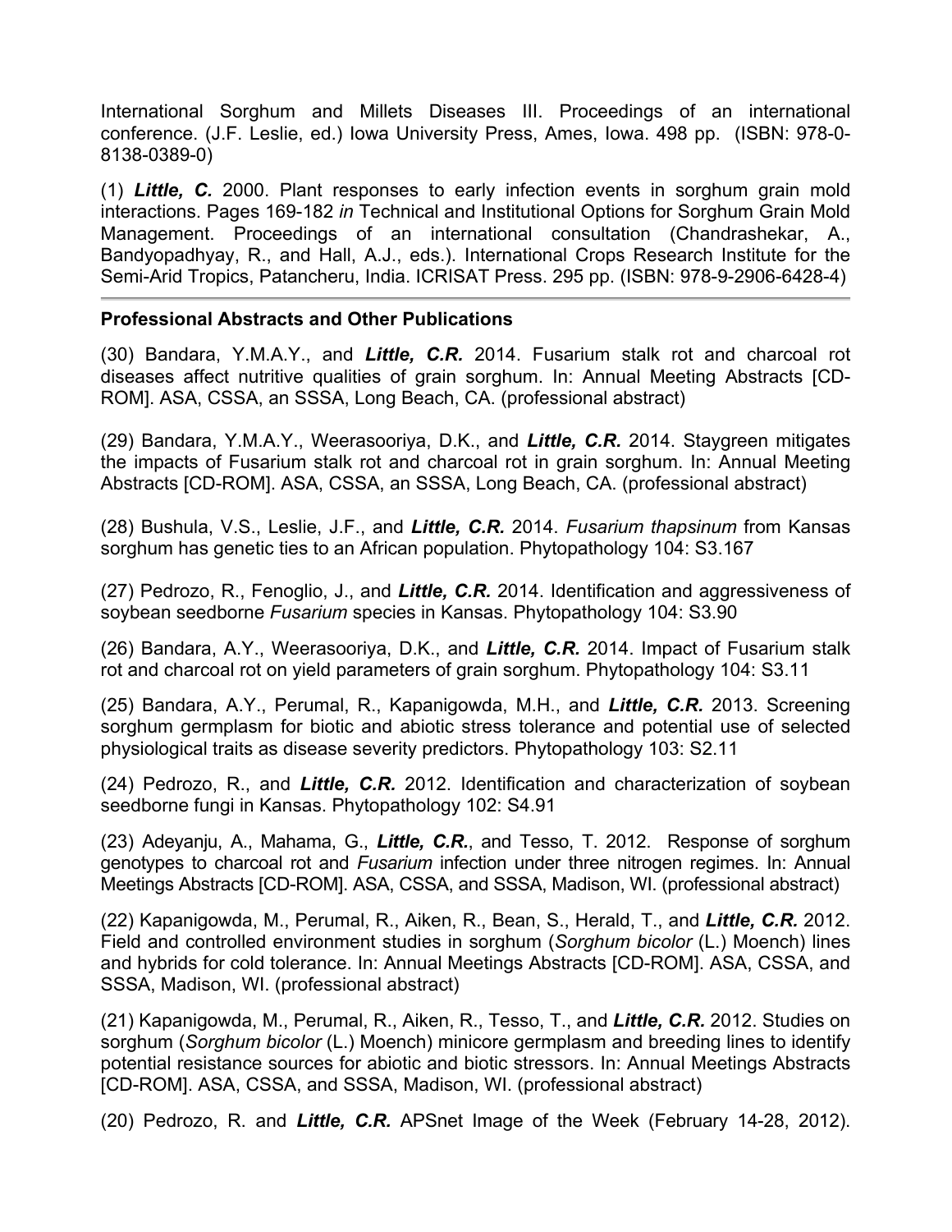International Sorghum and Millets Diseases III. Proceedings of an international conference. (J.F. Leslie, ed.) Iowa University Press, Ames, Iowa. 498 pp. (ISBN: 978-0-8138-0389-0)

(1) ***Little, C.*** 2000. Plant responses to early infection events in sorghum grain mold interactions. Pages 169-182 *in* Technical and Institutional Options for Sorghum Grain Mold Management. Proceedings of an international consultation (Chandrashekar, A., Bandyopadhyay, R., and Hall, A.J., eds.). International Crops Research Institute for the Semi-Arid Tropics, Patancheru, India. ICRISAT Press. 295 pp. (ISBN: 978-9-2906-6428-4)

---

**Professional Abstracts and Other Publications**

(30) Bandara, Y.M.A.Y., and ***Little, C.R.*** 2014. Fusarium stalk rot and charcoal rot diseases affect nutritive qualities of grain sorghum. In: Annual Meeting Abstracts [CD-ROM]. ASA, CSSA, an SSSA, Long Beach, CA. (professional abstract)

(29) Bandara, Y.M.A.Y., Weerasooriya, D.K., and ***Little, C.R.*** 2014. Staygreen mitigates the impacts of Fusarium stalk rot and charcoal rot in grain sorghum. In: Annual Meeting Abstracts [CD-ROM]. ASA, CSSA, an SSSA, Long Beach, CA. (professional abstract)

(28) Bushula, V.S., Leslie, J.F., and ***Little, C.R.*** 2014. *Fusarium thapsinum* from Kansas sorghum has genetic ties to an African population. Phytopathology 104: S3.167

(27) Pedrozo, R., Fenoglio, J., and ***Little, C.R.*** 2014. Identification and aggressiveness of soybean seedborne *Fusarium* species in Kansas. Phytopathology 104: S3.90

(26) Bandara, A.Y., Weerasooriya, D.K., and ***Little, C.R.*** 2014. Impact of Fusarium stalk rot and charcoal rot on yield parameters of grain sorghum. Phytopathology 104: S3.11

(25) Bandara, A.Y., Perumal, R., Kapanigowda, M.H., and ***Little, C.R.*** 2013. Screening sorghum germplasm for biotic and abiotic stress tolerance and potential use of selected physiological traits as disease severity predictors. Phytopathology 103: S2.11

(24) Pedrozo, R., and ***Little, C.R.*** 2012. Identification and characterization of soybean seedborne fungi in Kansas. Phytopathology 102: S4.91

(23) Adeyanju, A., Mahama, G., ***Little, C.R.***, and Tesso, T. 2012. Response of sorghum genotypes to charcoal rot and *Fusarium* infection under three nitrogen regimes. In: Annual Meetings Abstracts [CD-ROM]. ASA, CSSA, and SSSA, Madison, WI. (professional abstract)

(22) Kapanigowda, M., Perumal, R., Aiken, R., Bean, S., Herald, T., and ***Little, C.R.*** 2012. Field and controlled environment studies in sorghum (*Sorghum bicolor* (L.) Moench) lines and hybrids for cold tolerance. In: Annual Meetings Abstracts [CD-ROM]. ASA, CSSA, and SSSA, Madison, WI. (professional abstract)

(21) Kapanigowda, M., Perumal, R., Aiken, R., Tesso, T., and ***Little, C.R.*** 2012. Studies on sorghum (*Sorghum bicolor* (L.) Moench) minicore germplasm and breeding lines to identify potential resistance sources for abiotic and biotic stressors. In: Annual Meetings Abstracts [CD-ROM]. ASA, CSSA, and SSSA, Madison, WI. (professional abstract)

(20) Pedrozo, R. and ***Little, C.R.*** APSnet Image of the Week (February 14-28, 2012).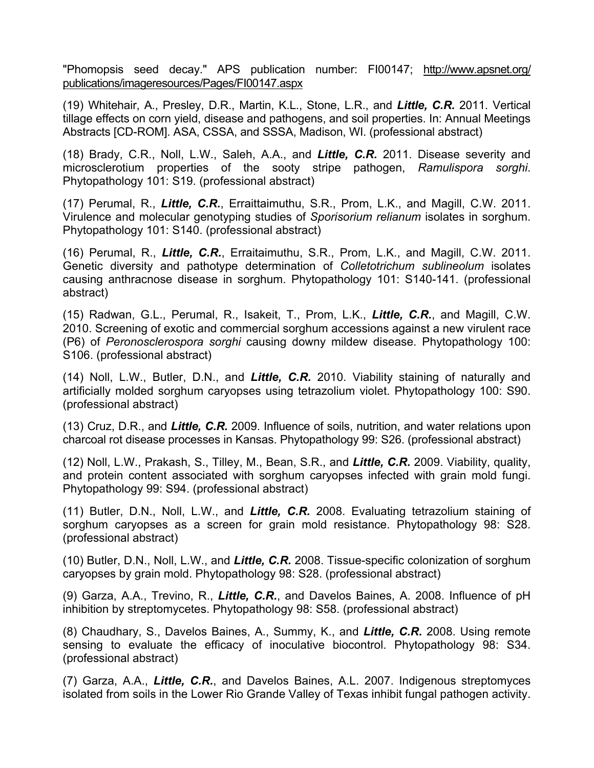"Phomopsis seed decay." APS publication number: FI00147; http://www.apsnet.org/publications/imageresources/Pages/FI00147.aspx

(19) Whitehair, A., Presley, D.R., Martin, K.L., Stone, L.R., and ***Little, C.R.*** 2011. Vertical tillage effects on corn yield, disease and pathogens, and soil properties. In: Annual Meetings Abstracts [CD-ROM]. ASA, CSSA, and SSSA, Madison, WI. (professional abstract)

(18) Brady, C.R., Noll, L.W., Saleh, A.A., and ***Little, C.R.*** 2011. Disease severity and microsclerotium properties of the sooty stripe pathogen, *Ramulispora sorghi*. Phytopathology 101: S19. (professional abstract)

(17) Perumal, R., ***Little, C.R.***, Errattaimuthu, S.R., Prom, L.K., and Magill, C.W. 2011. Virulence and molecular genotyping studies of *Sporisorium relianum* isolates in sorghum. Phytopathology 101: S140. (professional abstract)

(16) Perumal, R., ***Little, C.R.***, Erraitaimuthu, S.R., Prom, L.K., and Magill, C.W. 2011. Genetic diversity and pathotype determination of *Colletotrichum sublineolum* isolates causing anthracnose disease in sorghum. Phytopathology 101: S140-141. (professional abstract)

(15) Radwan, G.L., Perumal, R., Isakeit, T., Prom, L.K., ***Little, C.R.***, and Magill, C.W. 2010. Screening of exotic and commercial sorghum accessions against a new virulent race (P6) of *Peronosclerospora sorghi* causing downy mildew disease. Phytopathology 100: S106. (professional abstract)

(14) Noll, L.W., Butler, D.N., and ***Little, C.R.*** 2010. Viability staining of naturally and artificially molded sorghum caryopses using tetrazolium violet. Phytopathology 100: S90. (professional abstract)

(13) Cruz, D.R., and ***Little, C.R.*** 2009. Influence of soils, nutrition, and water relations upon charcoal rot disease processes in Kansas. Phytopathology 99: S26. (professional abstract)

(12) Noll, L.W., Prakash, S., Tilley, M., Bean, S.R., and ***Little, C.R.*** 2009. Viability, quality, and protein content associated with sorghum caryopses infected with grain mold fungi. Phytopathology 99: S94. (professional abstract)

(11) Butler, D.N., Noll, L.W., and ***Little, C.R.*** 2008. Evaluating tetrazolium staining of sorghum caryopses as a screen for grain mold resistance. Phytopathology 98: S28. (professional abstract)

(10) Butler, D.N., Noll, L.W., and ***Little, C.R.*** 2008. Tissue-specific colonization of sorghum caryopses by grain mold. Phytopathology 98: S28. (professional abstract)

(9) Garza, A.A., Trevino, R., ***Little, C.R.***, and Davelos Baines, A. 2008. Influence of pH inhibition by streptomycetes. Phytopathology 98: S58. (professional abstract)

(8) Chaudhary, S., Davelos Baines, A., Summy, K., and ***Little, C.R.*** 2008. Using remote sensing to evaluate the efficacy of inoculative biocontrol. Phytopathology 98: S34. (professional abstract)

(7) Garza, A.A., ***Little, C.R.***, and Davelos Baines, A.L. 2007. Indigenous streptomyces isolated from soils in the Lower Rio Grande Valley of Texas inhibit fungal pathogen activity.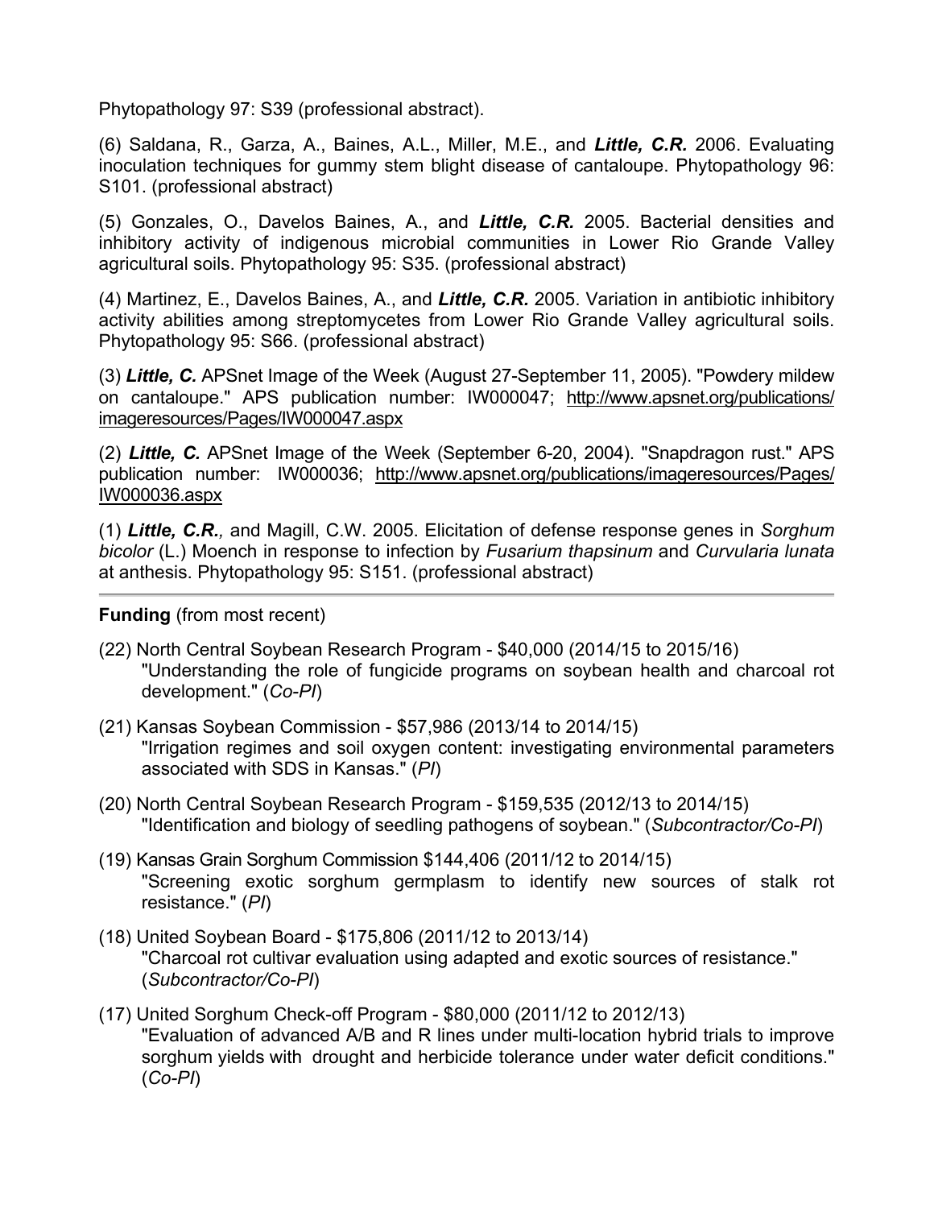Phytopathology 97: S39 (professional abstract).

(6) Saldana, R., Garza, A., Baines, A.L., Miller, M.E., and ***Little, C.R.*** 2006. Evaluating inoculation techniques for gummy stem blight disease of cantaloupe. Phytopathology 96: S101. (professional abstract)

(5) Gonzales, O., Davelos Baines, A., and ***Little, C.R.*** 2005. Bacterial densities and inhibitory activity of indigenous microbial communities in Lower Rio Grande Valley agricultural soils. Phytopathology 95: S35. (professional abstract)

(4) Martinez, E., Davelos Baines, A., and ***Little, C.R.*** 2005. Variation in antibiotic inhibitory activity abilities among streptomycetes from Lower Rio Grande Valley agricultural soils. Phytopathology 95: S66. (professional abstract)

(3) ***Little, C.*** APSnet Image of the Week (August 27-September 11, 2005). "Powdery mildew on cantaloupe." APS publication number: IW000047; http://www.apsnet.org/publications/imageresources/Pages/IW000047.aspx

(2) ***Little, C.*** APSnet Image of the Week (September 6-20, 2004). "Snapdragon rust." APS publication number: IW000036; http://www.apsnet.org/publications/imageresources/Pages/IW000036.aspx

(1) ***Little, C.R.**,* and Magill, C.W. 2005. Elicitation of defense response genes in *Sorghum bicolor* (L.) Moench in response to infection by *Fusarium thapsinum* and *Curvularia lunata* at anthesis. Phytopathology 95: S151. (professional abstract)

---

**Funding** (from most recent)

(22) North Central Soybean Research Program - $40,000 (2014/15 to 2015/16)
"Understanding the role of fungicide programs on soybean health and charcoal rot development." (*Co-PI*)

(21) Kansas Soybean Commission - $57,986 (2013/14 to 2014/15)
"Irrigation regimes and soil oxygen content: investigating environmental parameters associated with SDS in Kansas." (*PI*)

(20) North Central Soybean Research Program - $159,535 (2012/13 to 2014/15)
"Identification and biology of seedling pathogens of soybean." (*Subcontractor/Co-PI*)

(19) Kansas Grain Sorghum Commission $144,406 (2011/12 to 2014/15)
"Screening exotic sorghum germplasm to identify new sources of stalk rot resistance." (*PI*)

(18) United Soybean Board - $175,806 (2011/12 to 2013/14)
"Charcoal rot cultivar evaluation using adapted and exotic sources of resistance." (*Subcontractor/Co-PI*)

(17) United Sorghum Check-off Program - $80,000 (2011/12 to 2012/13)
"Evaluation of advanced A/B and R lines under multi-location hybrid trials to improve sorghum yields with drought and herbicide tolerance under water deficit conditions." (*Co-PI*)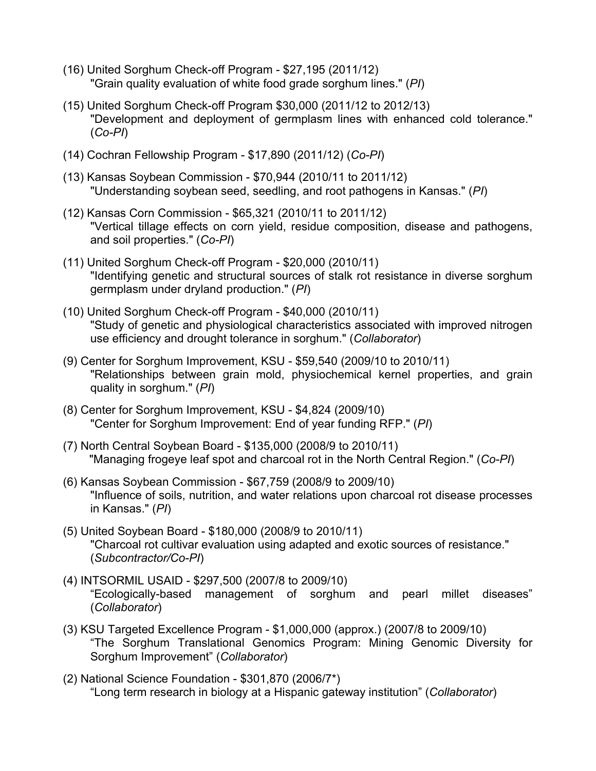(16) United Sorghum Check-off Program - $27,195 (2011/12)
"Grain quality evaluation of white food grade sorghum lines." (*PI*)

(15) United Sorghum Check-off Program $30,000 (2011/12 to 2012/13)
"Development and deployment of germplasm lines with enhanced cold tolerance." (*Co-PI*)

(14) Cochran Fellowship Program - $17,890 (2011/12) (*Co-PI*)

(13) Kansas Soybean Commission - $70,944 (2010/11 to 2011/12)
"Understanding soybean seed, seedling, and root pathogens in Kansas." (*PI*)

(12) Kansas Corn Commission - $65,321 (2010/11 to 2011/12)
"Vertical tillage effects on corn yield, residue composition, disease and pathogens, and soil properties." (*Co-PI*)

(11) United Sorghum Check-off Program - $20,000 (2010/11)
"Identifying genetic and structural sources of stalk rot resistance in diverse sorghum germplasm under dryland production." (*PI*)

(10) United Sorghum Check-off Program - $40,000 (2010/11)
"Study of genetic and physiological characteristics associated with improved nitrogen use efficiency and drought tolerance in sorghum." (*Collaborator*)

(9) Center for Sorghum Improvement, KSU - $59,540 (2009/10 to 2010/11)
"Relationships between grain mold, physiochemical kernel properties, and grain quality in sorghum." (*PI*)

(8) Center for Sorghum Improvement, KSU - $4,824 (2009/10)
"Center for Sorghum Improvement: End of year funding RFP." (*PI*)

(7) North Central Soybean Board - $135,000 (2008/9 to 2010/11)
"Managing frogeye leaf spot and charcoal rot in the North Central Region." (*Co-PI*)

(6) Kansas Soybean Commission - $67,759 (2008/9 to 2009/10)
"Influence of soils, nutrition, and water relations upon charcoal rot disease processes in Kansas." (*PI*)

(5) United Soybean Board - $180,000 (2008/9 to 2010/11)
"Charcoal rot cultivar evaluation using adapted and exotic sources of resistance." (*Subcontractor/Co-PI*)

(4) INTSORMIL USAID - $297,500 (2007/8 to 2009/10)
"Ecologically-based management of sorghum and pearl millet diseases" (*Collaborator*)

(3) KSU Targeted Excellence Program - $1,000,000 (approx.) (2007/8 to 2009/10)
"The Sorghum Translational Genomics Program: Mining Genomic Diversity for Sorghum Improvement" (*Collaborator*)

(2) National Science Foundation - $301,870 (2006/7*)
"Long term research in biology at a Hispanic gateway institution" (*Collaborator*)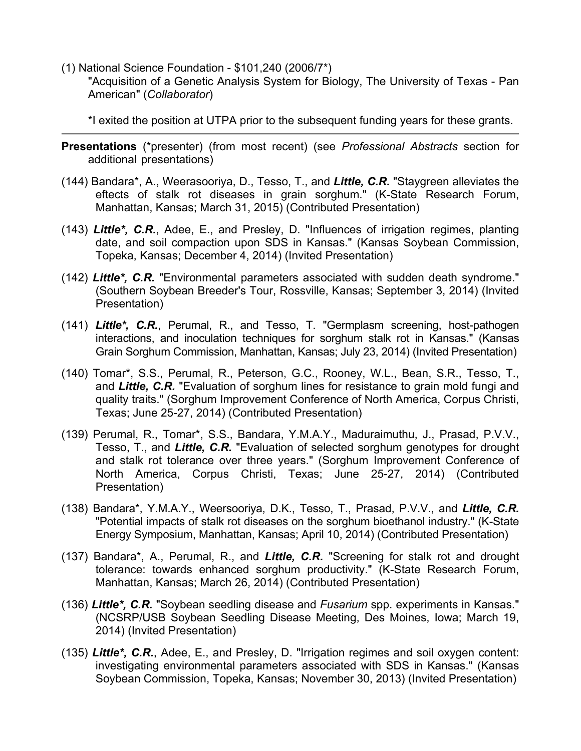(1) National Science Foundation - $101,240 (2006/7*)
"Acquisition of a Genetic Analysis System for Biology, The University of Texas - Pan American" (*Collaborator*)

*I exited the position at UTPA prior to the subsequent funding years for these grants.

---

**Presentations** (*presenter) (from most recent) (see *Professional Abstracts* section for additional presentations)

(144) Bandara*, A., Weerasooriya, D., Tesso, T., and ***Little, C.R.*** "Staygreen alleviates the effects of stalk rot diseases in grain sorghum." (K-State Research Forum, Manhattan, Kansas; March 31, 2015) (Contributed Presentation)

(143) ***Little*, C.R.***, Adee, E., and Presley, D. "Influences of irrigation regimes, planting date, and soil compaction upon SDS in Kansas." (Kansas Soybean Commission, Topeka, Kansas; December 4, 2014) (Invited Presentation)

(142) ***Little*, C.R.*** "Environmental parameters associated with sudden death syndrome." (Southern Soybean Breeder's Tour, Rossville, Kansas; September 3, 2014) (Invited Presentation)

(141) ***Little*, C.R.***, Perumal, R., and Tesso, T. "Germplasm screening, host-pathogen interactions, and inoculation techniques for sorghum stalk rot in Kansas." (Kansas Grain Sorghum Commission, Manhattan, Kansas; July 23, 2014) (Invited Presentation)

(140) Tomar*, S.S., Perumal, R., Peterson, G.C., Rooney, W.L., Bean, S.R., Tesso, T., and ***Little, C.R.*** "Evaluation of sorghum lines for resistance to grain mold fungi and quality traits." (Sorghum Improvement Conference of North America, Corpus Christi, Texas; June 25-27, 2014) (Contributed Presentation)

(139) Perumal, R., Tomar*, S.S., Bandara, Y.M.A.Y., Maduraimuthu, J., Prasad, P.V.V., Tesso, T., and ***Little, C.R.*** "Evaluation of selected sorghum genotypes for drought and stalk rot tolerance over three years." (Sorghum Improvement Conference of North America, Corpus Christi, Texas; June 25-27, 2014) (Contributed Presentation)

(138) Bandara*, Y.M.A.Y., Weersooriya, D.K., Tesso, T., Prasad, P.V.V., and ***Little, C.R.*** "Potential impacts of stalk rot diseases on the sorghum bioethanol industry." (K-State Energy Symposium, Manhattan, Kansas; April 10, 2014) (Contributed Presentation)

(137) Bandara*, A., Perumal, R., and ***Little, C.R.*** "Screening for stalk rot and drought tolerance: towards enhanced sorghum productivity." (K-State Research Forum, Manhattan, Kansas; March 26, 2014) (Contributed Presentation)

(136) ***Little*, C.R.*** "Soybean seedling disease and *Fusarium* spp. experiments in Kansas." (NCSRP/USB Soybean Seedling Disease Meeting, Des Moines, Iowa; March 19, 2014) (Invited Presentation)

(135) ***Little*, C.R.***, Adee, E., and Presley, D. "Irrigation regimes and soil oxygen content: investigating environmental parameters associated with SDS in Kansas." (Kansas Soybean Commission, Topeka, Kansas; November 30, 2013) (Invited Presentation)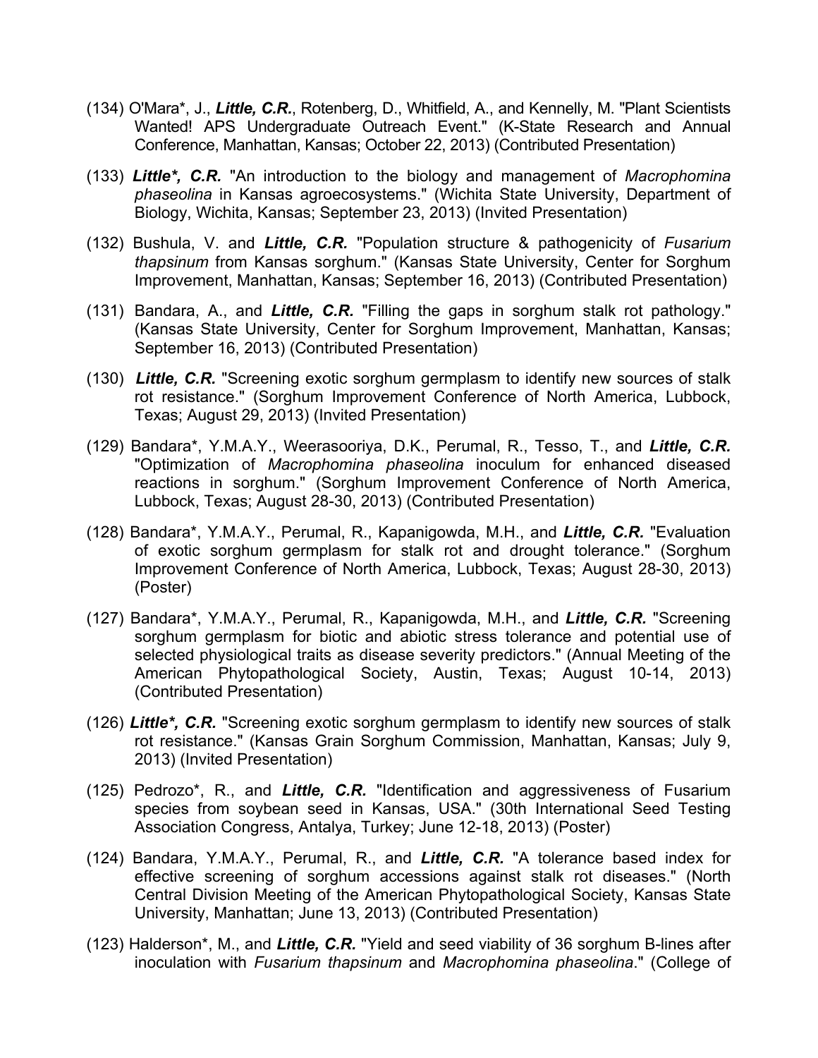(134) O'Mara*, J., ***Little, C.R.***, Rotenberg, D., Whitfield, A., and Kennelly, M. "Plant Scientists Wanted! APS Undergraduate Outreach Event." (K-State Research and Annual Conference, Manhattan, Kansas; October 22, 2013) (Contributed Presentation)

(133) ***Little*, C.R.*** "An introduction to the biology and management of *Macrophomina phaseolina* in Kansas agroecosystems." (Wichita State University, Department of Biology, Wichita, Kansas; September 23, 2013) (Invited Presentation)

(132) Bushula, V. and ***Little, C.R.*** "Population structure & pathogenicity of *Fusarium thapsinum* from Kansas sorghum." (Kansas State University, Center for Sorghum Improvement, Manhattan, Kansas; September 16, 2013) (Contributed Presentation)

(131) Bandara, A., and ***Little, C.R.*** "Filling the gaps in sorghum stalk rot pathology." (Kansas State University, Center for Sorghum Improvement, Manhattan, Kansas; September 16, 2013) (Contributed Presentation)

(130) ***Little, C.R.*** "Screening exotic sorghum germplasm to identify new sources of stalk rot resistance." (Sorghum Improvement Conference of North America, Lubbock, Texas; August 29, 2013) (Invited Presentation)

(129) Bandara*, Y.M.A.Y., Weerasooriya, D.K., Perumal, R., Tesso, T., and ***Little, C.R.*** "Optimization of *Macrophomina phaseolina* inoculum for enhanced diseased reactions in sorghum." (Sorghum Improvement Conference of North America, Lubbock, Texas; August 28-30, 2013) (Contributed Presentation)

(128) Bandara*, Y.M.A.Y., Perumal, R., Kapanigowda, M.H., and ***Little, C.R.*** "Evaluation of exotic sorghum germplasm for stalk rot and drought tolerance." (Sorghum Improvement Conference of North America, Lubbock, Texas; August 28-30, 2013) (Poster)

(127) Bandara*, Y.M.A.Y., Perumal, R., Kapanigowda, M.H., and ***Little, C.R.*** "Screening sorghum germplasm for biotic and abiotic stress tolerance and potential use of selected physiological traits as disease severity predictors." (Annual Meeting of the American Phytopathological Society, Austin, Texas; August 10-14, 2013) (Contributed Presentation)

(126) ***Little*, C.R.*** "Screening exotic sorghum germplasm to identify new sources of stalk rot resistance." (Kansas Grain Sorghum Commission, Manhattan, Kansas; July 9, 2013) (Invited Presentation)

(125) Pedrozo*, R., and ***Little, C.R.*** "Identification and aggressiveness of Fusarium species from soybean seed in Kansas, USA." (30th International Seed Testing Association Congress, Antalya, Turkey; June 12-18, 2013) (Poster)

(124) Bandara, Y.M.A.Y., Perumal, R., and ***Little, C.R.*** "A tolerance based index for effective screening of sorghum accessions against stalk rot diseases." (North Central Division Meeting of the American Phytopathological Society, Kansas State University, Manhattan; June 13, 2013) (Contributed Presentation)

(123) Halderson*, M., and ***Little, C.R.*** "Yield and seed viability of 36 sorghum B-lines after inoculation with *Fusarium thapsinum* and *Macrophomina phaseolina*." (College of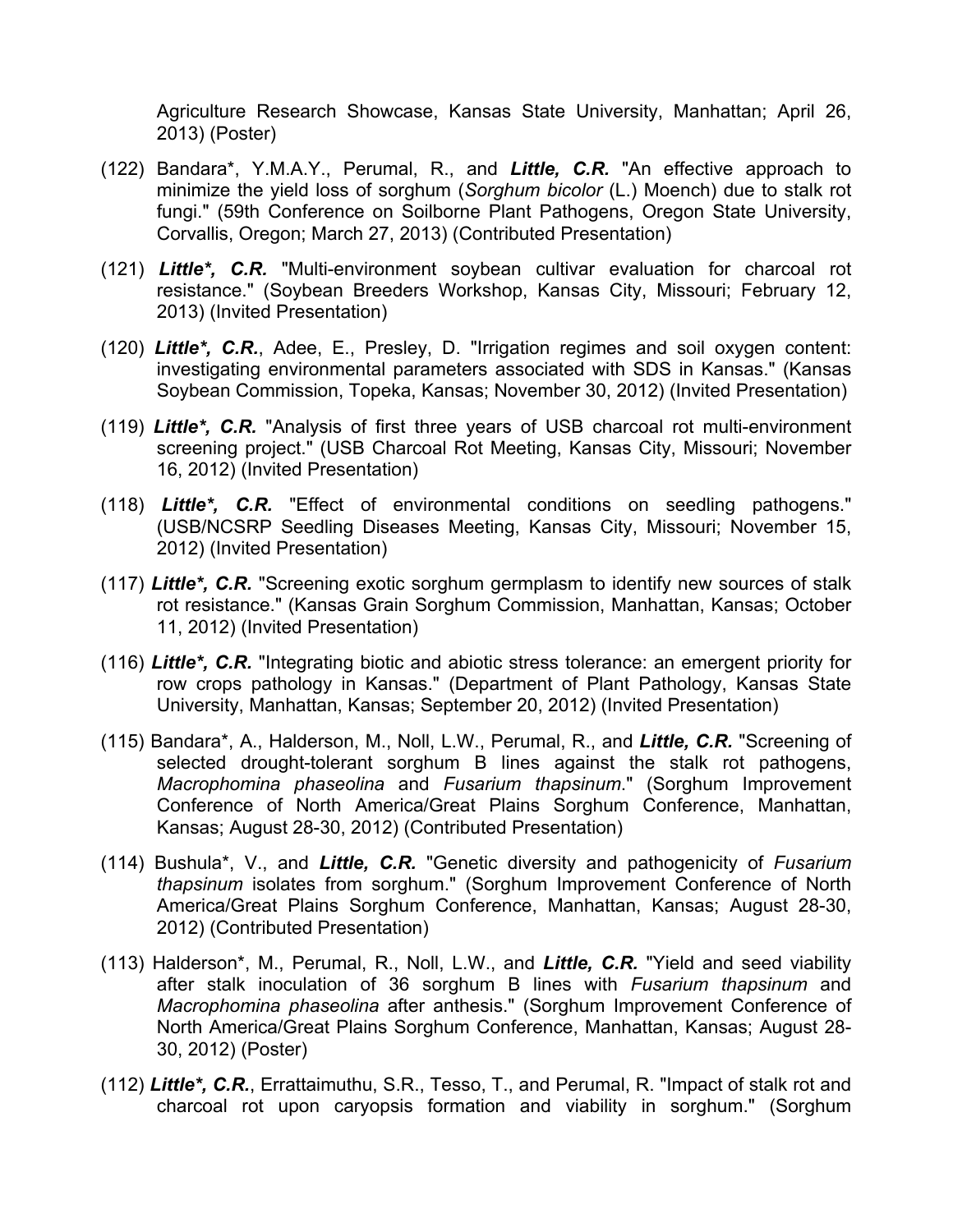Agriculture Research Showcase, Kansas State University, Manhattan; April 26, 2013) (Poster)

(122) Bandara*, Y.M.A.Y., Perumal, R., and ***Little, C.R.*** "An effective approach to minimize the yield loss of sorghum (*Sorghum bicolor* (L.) Moench) due to stalk rot fungi." (59th Conference on Soilborne Plant Pathogens, Oregon State University, Corvallis, Oregon; March 27, 2013) (Contributed Presentation)

(121) ***Little*, C.R.*** "Multi-environment soybean cultivar evaluation for charcoal rot resistance." (Soybean Breeders Workshop, Kansas City, Missouri; February 12, 2013) (Invited Presentation)

(120) ***Little*, C.R.***, Adee, E., Presley, D. "Irrigation regimes and soil oxygen content: investigating environmental parameters associated with SDS in Kansas." (Kansas Soybean Commission, Topeka, Kansas; November 30, 2012) (Invited Presentation)

(119) ***Little*, C.R.*** "Analysis of first three years of USB charcoal rot multi-environment screening project." (USB Charcoal Rot Meeting, Kansas City, Missouri; November 16, 2012) (Invited Presentation)

(118) ***Little*, C.R.*** "Effect of environmental conditions on seedling pathogens." (USB/NCSRP Seedling Diseases Meeting, Kansas City, Missouri; November 15, 2012) (Invited Presentation)

(117) ***Little*, C.R.*** "Screening exotic sorghum germplasm to identify new sources of stalk rot resistance." (Kansas Grain Sorghum Commission, Manhattan, Kansas; October 11, 2012) (Invited Presentation)

(116) ***Little*, C.R.*** "Integrating biotic and abiotic stress tolerance: an emergent priority for row crops pathology in Kansas." (Department of Plant Pathology, Kansas State University, Manhattan, Kansas; September 20, 2012) (Invited Presentation)

(115) Bandara*, A., Halderson, M., Noll, L.W., Perumal, R., and ***Little, C.R.*** "Screening of selected drought-tolerant sorghum B lines against the stalk rot pathogens, *Macrophomina phaseolina* and *Fusarium thapsinum*." (Sorghum Improvement Conference of North America/Great Plains Sorghum Conference, Manhattan, Kansas; August 28-30, 2012) (Contributed Presentation)

(114) Bushula*, V., and ***Little, C.R.*** "Genetic diversity and pathogenicity of *Fusarium thapsinum* isolates from sorghum." (Sorghum Improvement Conference of North America/Great Plains Sorghum Conference, Manhattan, Kansas; August 28-30, 2012) (Contributed Presentation)

(113) Halderson*, M., Perumal, R., Noll, L.W., and ***Little, C.R.*** "Yield and seed viability after stalk inoculation of 36 sorghum B lines with *Fusarium thapsinum* and *Macrophomina phaseolina* after anthesis." (Sorghum Improvement Conference of North America/Great Plains Sorghum Conference, Manhattan, Kansas; August 28-30, 2012) (Poster)

(112) ***Little*, C.R.***, Errattaimuthu, S.R., Tesso, T., and Perumal, R. "Impact of stalk rot and charcoal rot upon caryopsis formation and viability in sorghum." (Sorghum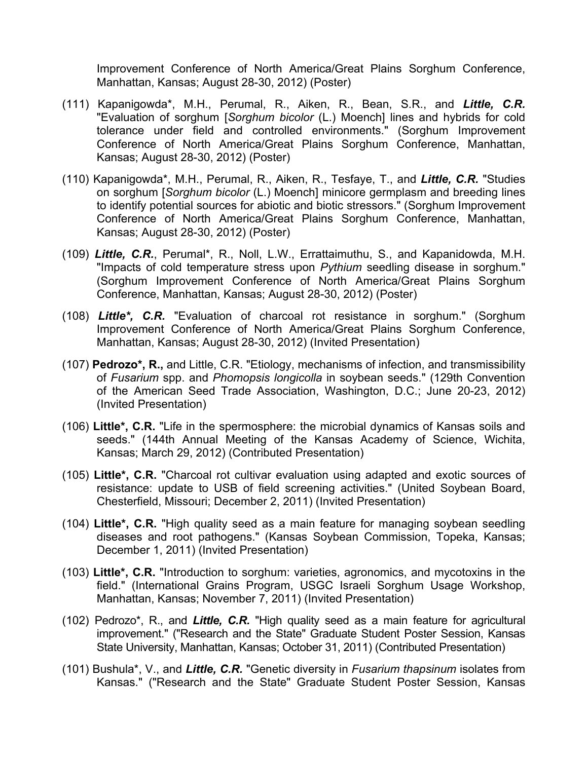Improvement Conference of North America/Great Plains Sorghum Conference, Manhattan, Kansas; August 28-30, 2012) (Poster)

(111) Kapanigowda*, M.H., Perumal, R., Aiken, R., Bean, S.R., and ***Little, C.R.*** "Evaluation of sorghum [*Sorghum bicolor* (L.) Moench] lines and hybrids for cold tolerance under field and controlled environments." (Sorghum Improvement Conference of North America/Great Plains Sorghum Conference, Manhattan, Kansas; August 28-30, 2012) (Poster)

(110) Kapanigowda*, M.H., Perumal, R., Aiken, R., Tesfaye, T., and ***Little, C.R.*** "Studies on sorghum [*Sorghum bicolor* (L.) Moench] minicore germplasm and breeding lines to identify potential sources for abiotic and biotic stressors." (Sorghum Improvement Conference of North America/Great Plains Sorghum Conference, Manhattan, Kansas; August 28-30, 2012) (Poster)

(109) ***Little, C.R.***, Perumal*, R., Noll, L.W., Errattaimuthu, S., and Kapanidowda, M.H. "Impacts of cold temperature stress upon *Pythium* seedling disease in sorghum." (Sorghum Improvement Conference of North America/Great Plains Sorghum Conference, Manhattan, Kansas; August 28-30, 2012) (Poster)

(108) ***Little*, C.R.*** "Evaluation of charcoal rot resistance in sorghum." (Sorghum Improvement Conference of North America/Great Plains Sorghum Conference, Manhattan, Kansas; August 28-30, 2012) (Invited Presentation)

(107) **Pedrozo*, R.,** and Little, C.R. "Etiology, mechanisms of infection, and transmissibility of *Fusarium* spp. and *Phomopsis longicolla* in soybean seeds." (129th Convention of the American Seed Trade Association, Washington, D.C.; June 20-23, 2012) (Invited Presentation)

(106) **Little*, C.R.** "Life in the spermosphere: the microbial dynamics of Kansas soils and seeds." (144th Annual Meeting of the Kansas Academy of Science, Wichita, Kansas; March 29, 2012) (Contributed Presentation)

(105) **Little*, C.R.** "Charcoal rot cultivar evaluation using adapted and exotic sources of resistance: update to USB of field screening activities." (United Soybean Board, Chesterfield, Missouri; December 2, 2011) (Invited Presentation)

(104) **Little*, C.R.** "High quality seed as a main feature for managing soybean seedling diseases and root pathogens." (Kansas Soybean Commission, Topeka, Kansas; December 1, 2011) (Invited Presentation)

(103) **Little*, C.R.** "Introduction to sorghum: varieties, agronomics, and mycotoxins in the field." (International Grains Program, USGC Israeli Sorghum Usage Workshop, Manhattan, Kansas; November 7, 2011) (Invited Presentation)

(102) Pedrozo*, R., and ***Little, C.R.*** "High quality seed as a main feature for agricultural improvement." ("Research and the State" Graduate Student Poster Session, Kansas State University, Manhattan, Kansas; October 31, 2011) (Contributed Presentation)

(101) Bushula*, V., and ***Little, C.R.*** "Genetic diversity in *Fusarium thapsinum* isolates from Kansas." ("Research and the State" Graduate Student Poster Session, Kansas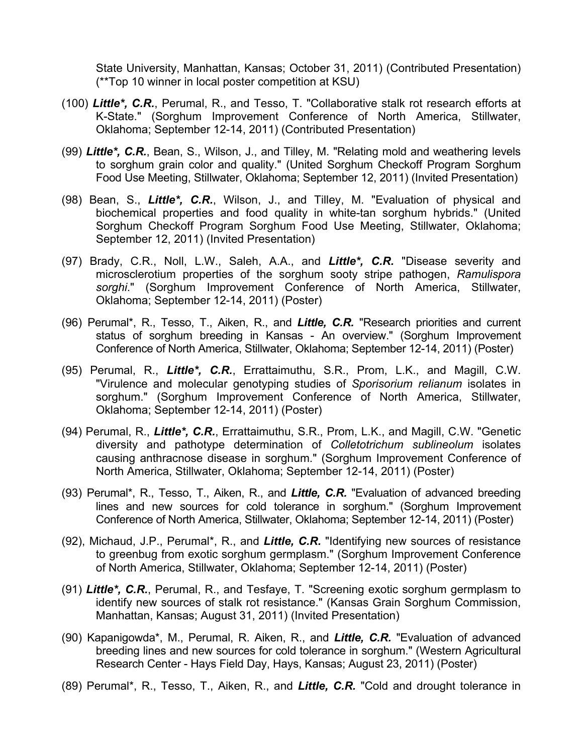State University, Manhattan, Kansas; October 31, 2011) (Contributed Presentation) (**Top 10 winner in local poster competition at KSU)

(100) ***Little*, C.R.***, Perumal, R., and Tesso, T. "Collaborative stalk rot research efforts at K-State." (Sorghum Improvement Conference of North America, Stillwater, Oklahoma; September 12-14, 2011) (Contributed Presentation)

(99) ***Little*, C.R.***, Bean, S., Wilson, J., and Tilley, M. "Relating mold and weathering levels to sorghum grain color and quality." (United Sorghum Checkoff Program Sorghum Food Use Meeting, Stillwater, Oklahoma; September 12, 2011) (Invited Presentation)

(98) Bean, S., ***Little*, C.R.***, Wilson, J., and Tilley, M. "Evaluation of physical and biochemical properties and food quality in white-tan sorghum hybrids." (United Sorghum Checkoff Program Sorghum Food Use Meeting, Stillwater, Oklahoma; September 12, 2011) (Invited Presentation)

(97) Brady, C.R., Noll, L.W., Saleh, A.A., and ***Little*, C.R.*** "Disease severity and microsclerotium properties of the sorghum sooty stripe pathogen, *Ramulispora sorghi*." (Sorghum Improvement Conference of North America, Stillwater, Oklahoma; September 12-14, 2011) (Poster)

(96) Perumal*, R., Tesso, T., Aiken, R., and ***Little, C.R.*** "Research priorities and current status of sorghum breeding in Kansas - An overview." (Sorghum Improvement Conference of North America, Stillwater, Oklahoma; September 12-14, 2011) (Poster)

(95) Perumal, R., ***Little*, C.R.***, Errattaimuthu, S.R., Prom, L.K., and Magill, C.W. "Virulence and molecular genotyping studies of *Sporisorium relianum* isolates in sorghum." (Sorghum Improvement Conference of North America, Stillwater, Oklahoma; September 12-14, 2011) (Poster)

(94) Perumal, R., ***Little*, C.R.***, Errattaimuthu, S.R., Prom, L.K., and Magill, C.W. "Genetic diversity and pathotype determination of *Colletotrichum sublineolum* isolates causing anthracnose disease in sorghum." (Sorghum Improvement Conference of North America, Stillwater, Oklahoma; September 12-14, 2011) (Poster)

(93) Perumal*, R., Tesso, T., Aiken, R., and ***Little, C.R.*** "Evaluation of advanced breeding lines and new sources for cold tolerance in sorghum." (Sorghum Improvement Conference of North America, Stillwater, Oklahoma; September 12-14, 2011) (Poster)

(92), Michaud, J.P., Perumal*, R., and ***Little, C.R.*** "Identifying new sources of resistance to greenbug from exotic sorghum germplasm." (Sorghum Improvement Conference of North America, Stillwater, Oklahoma; September 12-14, 2011) (Poster)

(91) ***Little*, C.R.***, Perumal, R., and Tesfaye, T. "Screening exotic sorghum germplasm to identify new sources of stalk rot resistance." (Kansas Grain Sorghum Commission, Manhattan, Kansas; August 31, 2011) (Invited Presentation)

(90) Kapanigowda*, M., Perumal, R. Aiken, R., and ***Little, C.R.*** "Evaluation of advanced breeding lines and new sources for cold tolerance in sorghum." (Western Agricultural Research Center - Hays Field Day, Hays, Kansas; August 23, 2011) (Poster)

(89) Perumal*, R., Tesso, T., Aiken, R., and ***Little, C.R.*** "Cold and drought tolerance in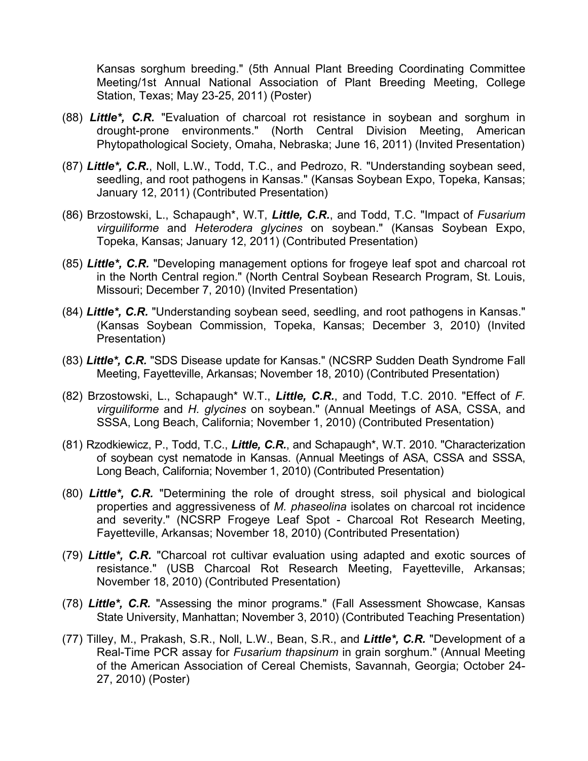Kansas sorghum breeding." (5th Annual Plant Breeding Coordinating Committee Meeting/1st Annual National Association of Plant Breeding Meeting, College Station, Texas; May 23-25, 2011) (Poster)

(88) ***Little*, C.R.*** "Evaluation of charcoal rot resistance in soybean and sorghum in drought-prone environments." (North Central Division Meeting, American Phytopathological Society, Omaha, Nebraska; June 16, 2011) (Invited Presentation)

(87) ***Little*, C.R.***, Noll, L.W., Todd, T.C., and Pedrozo, R. "Understanding soybean seed, seedling, and root pathogens in Kansas." (Kansas Soybean Expo, Topeka, Kansas; January 12, 2011) (Contributed Presentation)

(86) Brzostowski, L., Schapaugh*, W.T, ***Little, C.R.***, and Todd, T.C. "Impact of *Fusarium virguiliforme* and *Heterodera glycines* on soybean." (Kansas Soybean Expo, Topeka, Kansas; January 12, 2011) (Contributed Presentation)

(85) ***Little*, C.R.*** "Developing management options for frogeye leaf spot and charcoal rot in the North Central region." (North Central Soybean Research Program, St. Louis, Missouri; December 7, 2010) (Invited Presentation)

(84) ***Little*, C.R.*** "Understanding soybean seed, seedling, and root pathogens in Kansas." (Kansas Soybean Commission, Topeka, Kansas; December 3, 2010) (Invited Presentation)

(83) ***Little*, C.R.*** "SDS Disease update for Kansas." (NCSRP Sudden Death Syndrome Fall Meeting, Fayetteville, Arkansas; November 18, 2010) (Contributed Presentation)

(82) Brzostowski, L., Schapaugh* W.T., ***Little, C.R.***, and Todd, T.C. 2010. "Effect of *F. virguiliforme* and *H. glycines* on soybean." (Annual Meetings of ASA, CSSA, and SSSA, Long Beach, California; November 1, 2010) (Contributed Presentation)

(81) Rzodkiewicz, P., Todd, T.C., ***Little, C.R.***, and Schapaugh*, W.T. 2010. "Characterization of soybean cyst nematode in Kansas. (Annual Meetings of ASA, CSSA and SSSA, Long Beach, California; November 1, 2010) (Contributed Presentation)

(80) ***Little*, C.R.*** "Determining the role of drought stress, soil physical and biological properties and aggressiveness of *M. phaseolina* isolates on charcoal rot incidence and severity." (NCSRP Frogeye Leaf Spot - Charcoal Rot Research Meeting, Fayetteville, Arkansas; November 18, 2010) (Contributed Presentation)

(79) ***Little*, C.R.*** "Charcoal rot cultivar evaluation using adapted and exotic sources of resistance." (USB Charcoal Rot Research Meeting, Fayetteville, Arkansas; November 18, 2010) (Contributed Presentation)

(78) ***Little*, C.R.*** "Assessing the minor programs." (Fall Assessment Showcase, Kansas State University, Manhattan; November 3, 2010) (Contributed Teaching Presentation)

(77) Tilley, M., Prakash, S.R., Noll, L.W., Bean, S.R., and ***Little*, C.R.*** "Development of a Real-Time PCR assay for *Fusarium thapsinum* in grain sorghum." (Annual Meeting of the American Association of Cereal Chemists, Savannah, Georgia; October 24-27, 2010) (Poster)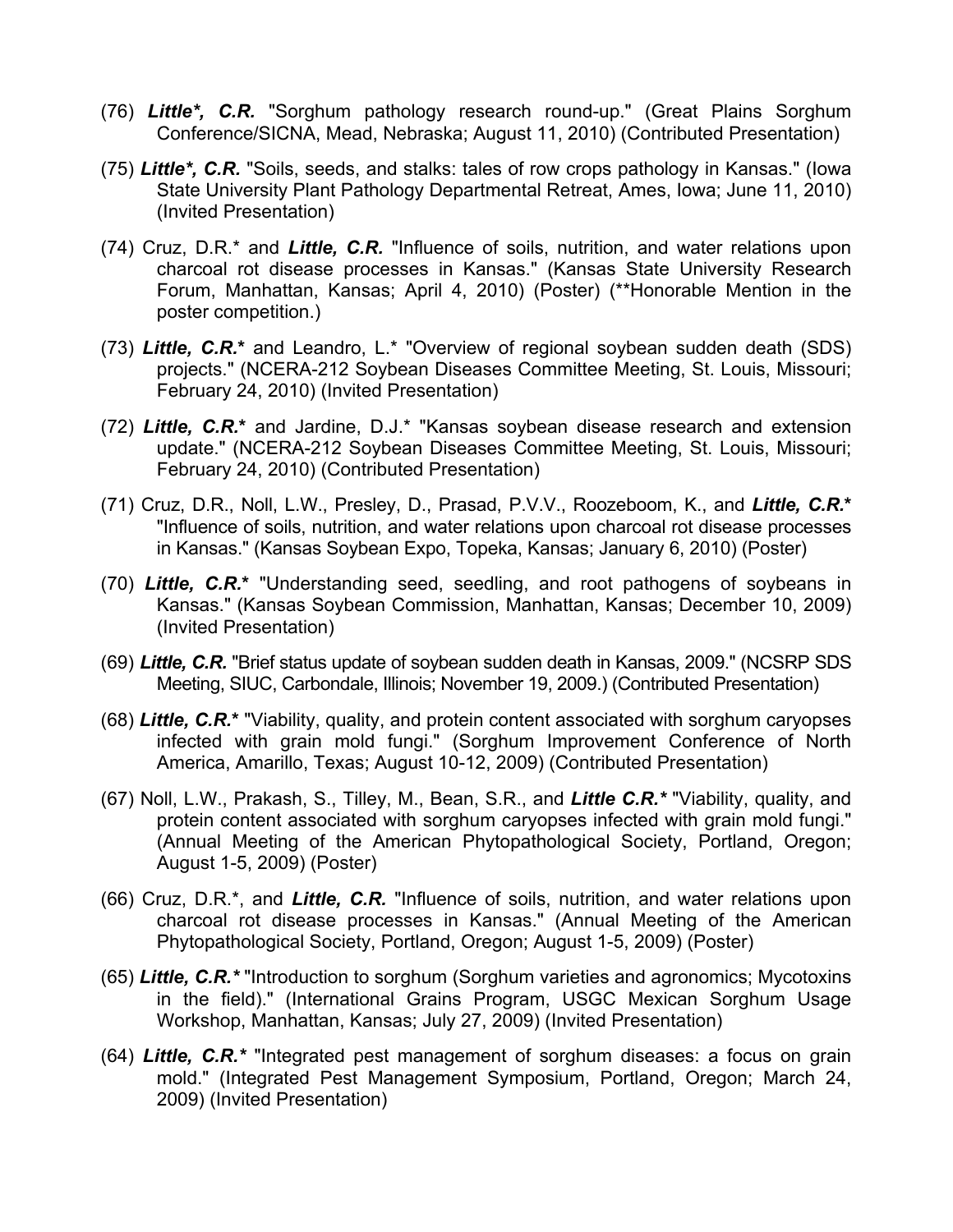(76) ***Little\*, C.R.*** "Sorghum pathology research round-up." (Great Plains Sorghum Conference/SICNA, Mead, Nebraska; August 11, 2010) (Contributed Presentation)

(75) ***Little\*, C.R.*** "Soils, seeds, and stalks: tales of row crops pathology in Kansas." (Iowa State University Plant Pathology Departmental Retreat, Ames, Iowa; June 11, 2010) (Invited Presentation)

(74) Cruz, D.R.* and ***Little, C.R.*** "Influence of soils, nutrition, and water relations upon charcoal rot disease processes in Kansas." (Kansas State University Research Forum, Manhattan, Kansas; April 4, 2010) (Poster) (**Honorable Mention in the poster competition.)

(73) ***Little, C.R.**** and Leandro, L.* "Overview of regional soybean sudden death (SDS) projects." (NCERA-212 Soybean Diseases Committee Meeting, St. Louis, Missouri; February 24, 2010) (Invited Presentation)

(72) ***Little, C.R.**** and Jardine, D.J.* "Kansas soybean disease research and extension update." (NCERA-212 Soybean Diseases Committee Meeting, St. Louis, Missouri; February 24, 2010) (Contributed Presentation)

(71) Cruz, D.R., Noll, L.W., Presley, D., Prasad, P.V.V., Roozeboom, K., and ***Little, C.R.**** "Influence of soils, nutrition, and water relations upon charcoal rot disease processes in Kansas." (Kansas Soybean Expo, Topeka, Kansas; January 6, 2010) (Poster)

(70) ***Little, C.R.**** "Understanding seed, seedling, and root pathogens of soybeans in Kansas." (Kansas Soybean Commission, Manhattan, Kansas; December 10, 2009) (Invited Presentation)

(69) ***Little, C.R.*** "Brief status update of soybean sudden death in Kansas, 2009." (NCSRP SDS Meeting, SIUC, Carbondale, Illinois; November 19, 2009.) (Contributed Presentation)

(68) ***Little, C.R.**** "Viability, quality, and protein content associated with sorghum caryopses infected with grain mold fungi." (Sorghum Improvement Conference of North America, Amarillo, Texas; August 10-12, 2009) (Contributed Presentation)

(67) Noll, L.W., Prakash, S., Tilley, M., Bean, S.R., and ***Little C.R.**** "Viability, quality, and protein content associated with sorghum caryopses infected with grain mold fungi." (Annual Meeting of the American Phytopathological Society, Portland, Oregon; August 1-5, 2009) (Poster)

(66) Cruz, D.R.*, and ***Little, C.R.*** "Influence of soils, nutrition, and water relations upon charcoal rot disease processes in Kansas." (Annual Meeting of the American Phytopathological Society, Portland, Oregon; August 1-5, 2009) (Poster)

(65) ***Little, C.R.**** "Introduction to sorghum (Sorghum varieties and agronomics; Mycotoxins in the field)." (International Grains Program, USGC Mexican Sorghum Usage Workshop, Manhattan, Kansas; July 27, 2009) (Invited Presentation)

(64) ***Little, C.R.**** "Integrated pest management of sorghum diseases: a focus on grain mold." (Integrated Pest Management Symposium, Portland, Oregon; March 24, 2009) (Invited Presentation)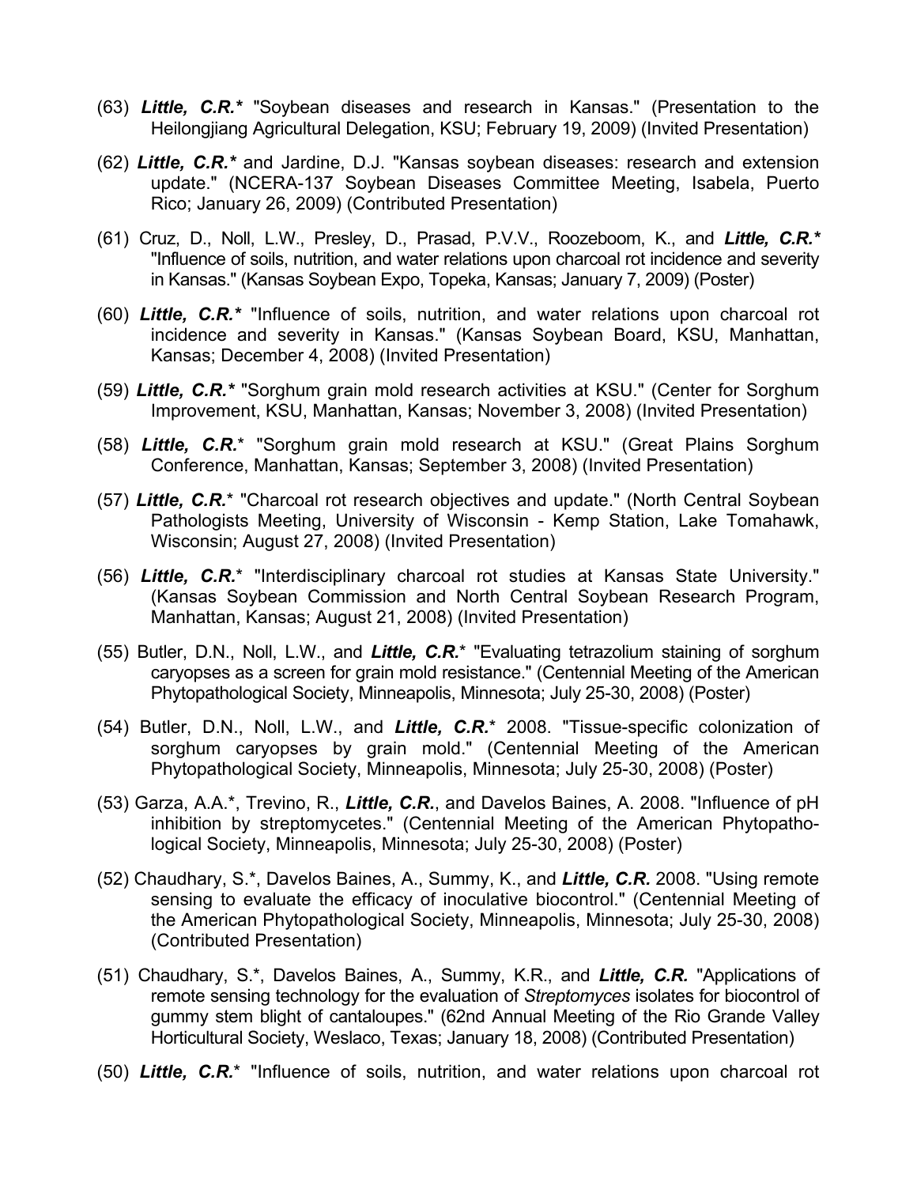(63) ***Little, C.R.**** "Soybean diseases and research in Kansas." (Presentation to the Heilongjiang Agricultural Delegation, KSU; February 19, 2009) (Invited Presentation)

(62) ***Little, C.R.**** and Jardine, D.J. "Kansas soybean diseases: research and extension update." (NCERA-137 Soybean Diseases Committee Meeting, Isabela, Puerto Rico; January 26, 2009) (Contributed Presentation)

(61) Cruz, D., Noll, L.W., Presley, D., Prasad, P.V.V., Roozeboom, K., and ***Little, C.R.**** "Influence of soils, nutrition, and water relations upon charcoal rot incidence and severity in Kansas." (Kansas Soybean Expo, Topeka, Kansas; January 7, 2009) (Poster)

(60) ***Little, C.R.**** "Influence of soils, nutrition, and water relations upon charcoal rot incidence and severity in Kansas." (Kansas Soybean Board, KSU, Manhattan, Kansas; December 4, 2008) (Invited Presentation)

(59) ***Little, C.R.**** "Sorghum grain mold research activities at KSU." (Center for Sorghum Improvement, KSU, Manhattan, Kansas; November 3, 2008) (Invited Presentation)

(58) ***Little, C.R.**** "Sorghum grain mold research at KSU." (Great Plains Sorghum Conference, Manhattan, Kansas; September 3, 2008) (Invited Presentation)

(57) ***Little, C.R.**** "Charcoal rot research objectives and update." (North Central Soybean Pathologists Meeting, University of Wisconsin - Kemp Station, Lake Tomahawk, Wisconsin; August 27, 2008) (Invited Presentation)

(56) ***Little, C.R.**** "Interdisciplinary charcoal rot studies at Kansas State University." (Kansas Soybean Commission and North Central Soybean Research Program, Manhattan, Kansas; August 21, 2008) (Invited Presentation)

(55) Butler, D.N., Noll, L.W., and ***Little, C.R.**** "Evaluating tetrazolium staining of sorghum caryopses as a screen for grain mold resistance." (Centennial Meeting of the American Phytopathological Society, Minneapolis, Minnesota; July 25-30, 2008) (Poster)

(54) Butler, D.N., Noll, L.W., and ***Little, C.R.**** 2008. "Tissue-specific colonization of sorghum caryopses by grain mold." (Centennial Meeting of the American Phytopathological Society, Minneapolis, Minnesota; July 25-30, 2008) (Poster)

(53) Garza, A.A.*, Trevino, R., ***Little, C.R.***, and Davelos Baines, A. 2008. "Influence of pH inhibition by streptomycetes." (Centennial Meeting of the American Phytopathological Society, Minneapolis, Minnesota; July 25-30, 2008) (Poster)

(52) Chaudhary, S.*, Davelos Baines, A., Summy, K., and ***Little, C.R.*** 2008. "Using remote sensing to evaluate the efficacy of inoculative biocontrol." (Centennial Meeting of the American Phytopathological Society, Minneapolis, Minnesota; July 25-30, 2008) (Contributed Presentation)

(51) Chaudhary, S.*, Davelos Baines, A., Summy, K.R., and ***Little, C.R.*** "Applications of remote sensing technology for the evaluation of *Streptomyces* isolates for biocontrol of gummy stem blight of cantaloupes." (62nd Annual Meeting of the Rio Grande Valley Horticultural Society, Weslaco, Texas; January 18, 2008) (Contributed Presentation)

(50) ***Little, C.R.**** "Influence of soils, nutrition, and water relations upon charcoal rot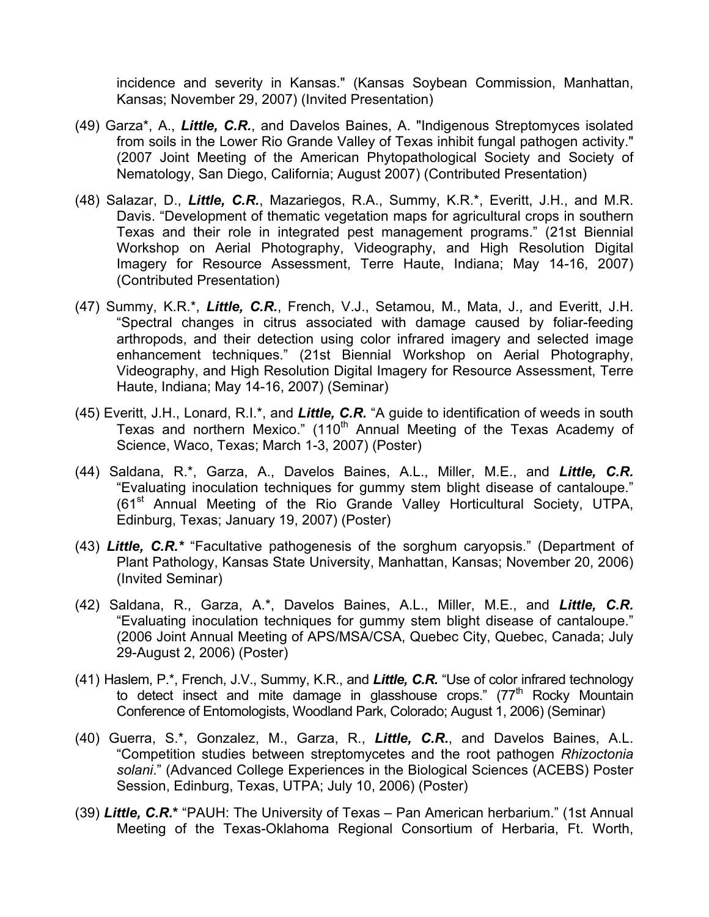incidence and severity in Kansas." (Kansas Soybean Commission, Manhattan, Kansas; November 29, 2007) (Invited Presentation)

(49) Garza*, A., ***Little, C.R.***, and Davelos Baines, A. "Indigenous Streptomyces isolated from soils in the Lower Rio Grande Valley of Texas inhibit fungal pathogen activity." (2007 Joint Meeting of the American Phytopathological Society and Society of Nematology, San Diego, California; August 2007) (Contributed Presentation)

(48) Salazar, D., ***Little, C.R.***, Mazariegos, R.A., Summy, K.R.*, Everitt, J.H., and M.R. Davis. "Development of thematic vegetation maps for agricultural crops in southern Texas and their role in integrated pest management programs." (21st Biennial Workshop on Aerial Photography, Videography, and High Resolution Digital Imagery for Resource Assessment, Terre Haute, Indiana; May 14-16, 2007) (Contributed Presentation)

(47) Summy, K.R.*, ***Little, C.R.***, French, V.J., Setamou, M., Mata, J., and Everitt, J.H. "Spectral changes in citrus associated with damage caused by foliar-feeding arthropods, and their detection using color infrared imagery and selected image enhancement techniques." (21st Biennial Workshop on Aerial Photography, Videography, and High Resolution Digital Imagery for Resource Assessment, Terre Haute, Indiana; May 14-16, 2007) (Seminar)

(45) Everitt, J.H., Lonard, R.I.*, and ***Little, C.R.*** "A guide to identification of weeds in south Texas and northern Mexico." (110th Annual Meeting of the Texas Academy of Science, Waco, Texas; March 1-3, 2007) (Poster)

(44) Saldana, R.*, Garza, A., Davelos Baines, A.L., Miller, M.E., and ***Little, C.R.*** "Evaluating inoculation techniques for gummy stem blight disease of cantaloupe." (61st Annual Meeting of the Rio Grande Valley Horticultural Society, UTPA, Edinburg, Texas; January 19, 2007) (Poster)

(43) ***Little, C.R.**** "Facultative pathogenesis of the sorghum caryopsis." (Department of Plant Pathology, Kansas State University, Manhattan, Kansas; November 20, 2006) (Invited Seminar)

(42) Saldana, R., Garza, A.*, Davelos Baines, A.L., Miller, M.E., and ***Little, C.R.*** "Evaluating inoculation techniques for gummy stem blight disease of cantaloupe." (2006 Joint Annual Meeting of APS/MSA/CSA, Quebec City, Quebec, Canada; July 29-August 2, 2006) (Poster)

(41) Haslem, P.*, French, J.V., Summy, K.R., and ***Little, C.R.*** "Use of color infrared technology to detect insect and mite damage in glasshouse crops." (77th Rocky Mountain Conference of Entomologists, Woodland Park, Colorado; August 1, 2006) (Seminar)

(40) Guerra, S.*, Gonzalez, M., Garza, R., ***Little, C.R.***, and Davelos Baines, A.L. "Competition studies between streptomycetes and the root pathogen *Rhizoctonia solani*." (Advanced College Experiences in the Biological Sciences (ACEBS) Poster Session, Edinburg, Texas, UTPA; July 10, 2006) (Poster)

(39) ***Little, C.R.**** "PAUH: The University of Texas – Pan American herbarium." (1st Annual Meeting of the Texas-Oklahoma Regional Consortium of Herbaria, Ft. Worth,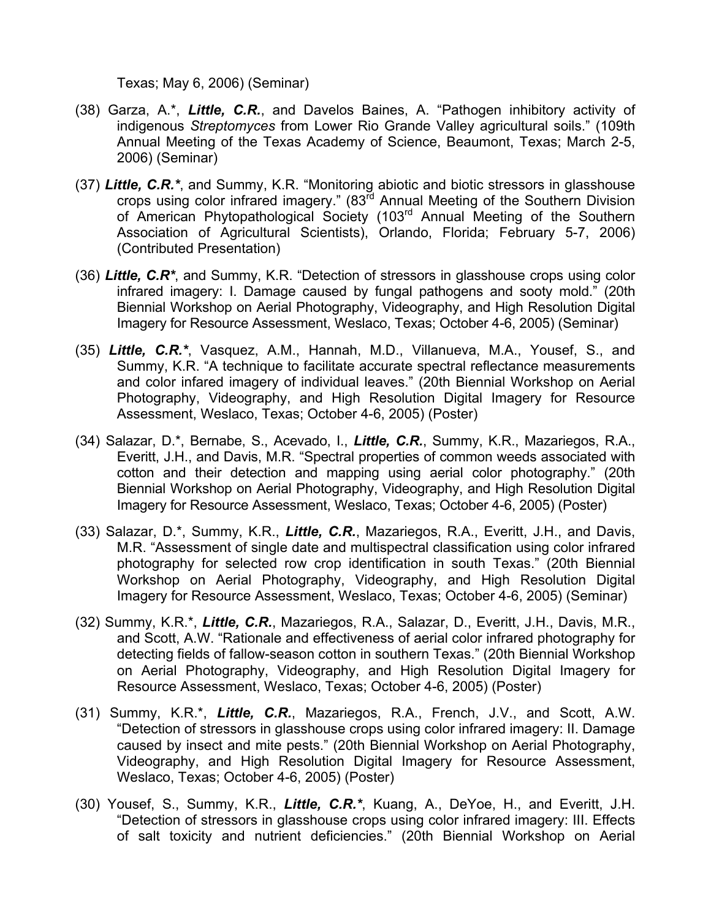Texas; May 6, 2006) (Seminar)

(38) Garza, A.*, ***Little, C.R.***, and Davelos Baines, A. "Pathogen inhibitory activity of indigenous *Streptomyces* from Lower Rio Grande Valley agricultural soils." (109th Annual Meeting of the Texas Academy of Science, Beaumont, Texas; March 2-5, 2006) (Seminar)

(37) ***Little, C.R.****, and Summy, K.R. "Monitoring abiotic and biotic stressors in glasshouse crops using color infrared imagery." (83rd Annual Meeting of the Southern Division of American Phytopathological Society (103rd Annual Meeting of the Southern Association of Agricultural Scientists), Orlando, Florida; February 5-7, 2006) (Contributed Presentation)

(36) ***Little, C.R****, and Summy, K.R. "Detection of stressors in glasshouse crops using color infrared imagery: I. Damage caused by fungal pathogens and sooty mold." (20th Biennial Workshop on Aerial Photography, Videography, and High Resolution Digital Imagery for Resource Assessment, Weslaco, Texas; October 4-6, 2005) (Seminar)

(35) ***Little, C.R.****, Vasquez, A.M., Hannah, M.D., Villanueva, M.A., Yousef, S., and Summy, K.R. "A technique to facilitate accurate spectral reflectance measurements and color infared imagery of individual leaves." (20th Biennial Workshop on Aerial Photography, Videography, and High Resolution Digital Imagery for Resource Assessment, Weslaco, Texas; October 4-6, 2005) (Poster)

(34) Salazar, D.*, Bernabe, S., Acevado, I., ***Little, C.R.***, Summy, K.R., Mazariegos, R.A., Everitt, J.H., and Davis, M.R. "Spectral properties of common weeds associated with cotton and their detection and mapping using aerial color photography." (20th Biennial Workshop on Aerial Photography, Videography, and High Resolution Digital Imagery for Resource Assessment, Weslaco, Texas; October 4-6, 2005) (Poster)

(33) Salazar, D.*, Summy, K.R., ***Little, C.R.***, Mazariegos, R.A., Everitt, J.H., and Davis, M.R. "Assessment of single date and multispectral classification using color infrared photography for selected row crop identification in south Texas." (20th Biennial Workshop on Aerial Photography, Videography, and High Resolution Digital Imagery for Resource Assessment, Weslaco, Texas; October 4-6, 2005) (Seminar)

(32) Summy, K.R.*, ***Little, C.R.***, Mazariegos, R.A., Salazar, D., Everitt, J.H., Davis, M.R., and Scott, A.W. "Rationale and effectiveness of aerial color infrared photography for detecting fields of fallow-season cotton in southern Texas." (20th Biennial Workshop on Aerial Photography, Videography, and High Resolution Digital Imagery for Resource Assessment, Weslaco, Texas; October 4-6, 2005) (Poster)

(31) Summy, K.R.*, ***Little, C.R.***, Mazariegos, R.A., French, J.V., and Scott, A.W. "Detection of stressors in glasshouse crops using color infrared imagery: II. Damage caused by insect and mite pests." (20th Biennial Workshop on Aerial Photography, Videography, and High Resolution Digital Imagery for Resource Assessment, Weslaco, Texas; October 4-6, 2005) (Poster)

(30) Yousef, S., Summy, K.R., ***Little, C.R.****, Kuang, A., DeYoe, H., and Everitt, J.H. "Detection of stressors in glasshouse crops using color infrared imagery: III. Effects of salt toxicity and nutrient deficiencies." (20th Biennial Workshop on Aerial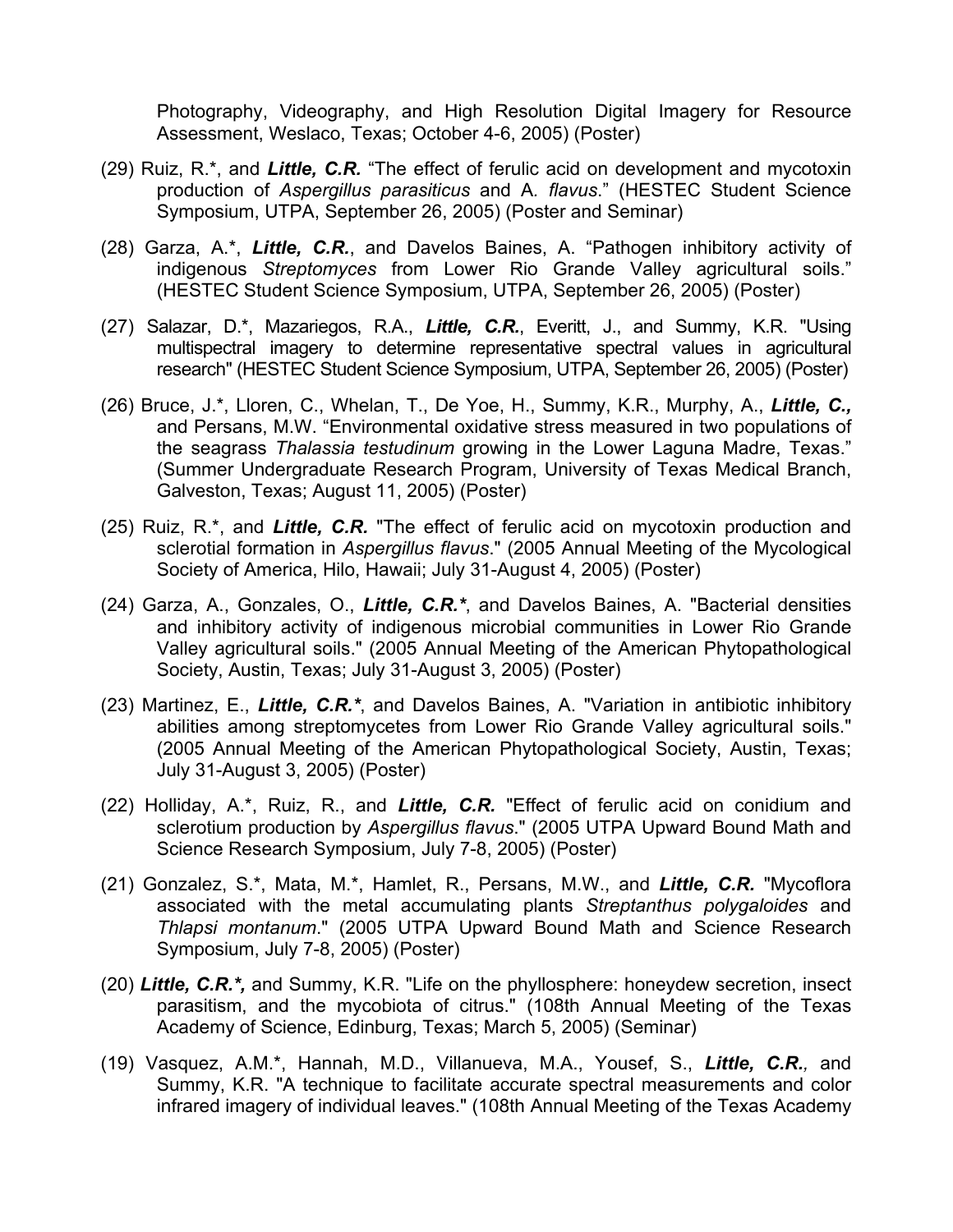Photography, Videography, and High Resolution Digital Imagery for Resource Assessment, Weslaco, Texas; October 4-6, 2005) (Poster)

(29) Ruiz, R.*, and ***Little, C.R.*** "The effect of ferulic acid on development and mycotoxin production of *Aspergillus parasiticus* and *A. flavus*." (HESTEC Student Science Symposium, UTPA, September 26, 2005) (Poster and Seminar)

(28) Garza, A.*, ***Little, C.R.***, and Davelos Baines, A. "Pathogen inhibitory activity of indigenous *Streptomyces* from Lower Rio Grande Valley agricultural soils." (HESTEC Student Science Symposium, UTPA, September 26, 2005) (Poster)

(27) Salazar, D.*, Mazariegos, R.A., ***Little, C.R.***, Everitt, J., and Summy, K.R. "Using multispectral imagery to determine representative spectral values in agricultural research" (HESTEC Student Science Symposium, UTPA, September 26, 2005) (Poster)

(26) Bruce, J.*, Lloren, C., Whelan, T., De Yoe, H., Summy, K.R., Murphy, A., ***Little, C.,*** and Persans, M.W. "Environmental oxidative stress measured in two populations of the seagrass *Thalassia testudinum* growing in the Lower Laguna Madre, Texas." (Summer Undergraduate Research Program, University of Texas Medical Branch, Galveston, Texas; August 11, 2005) (Poster)

(25) Ruiz, R.*, and ***Little, C.R.*** "The effect of ferulic acid on mycotoxin production and sclerotial formation in *Aspergillus flavus*." (2005 Annual Meeting of the Mycological Society of America, Hilo, Hawaii; July 31-August 4, 2005) (Poster)

(24) Garza, A., Gonzales, O., ***Little, C.R.****, and Davelos Baines, A. "Bacterial densities and inhibitory activity of indigenous microbial communities in Lower Rio Grande Valley agricultural soils." (2005 Annual Meeting of the American Phytopathological Society, Austin, Texas; July 31-August 3, 2005) (Poster)

(23) Martinez, E., ***Little, C.R.****, and Davelos Baines, A. "Variation in antibiotic inhibitory abilities among streptomycetes from Lower Rio Grande Valley agricultural soils." (2005 Annual Meeting of the American Phytopathological Society, Austin, Texas; July 31-August 3, 2005) (Poster)

(22) Holliday, A.*, Ruiz, R., and ***Little, C.R.*** "Effect of ferulic acid on conidium and sclerotium production by *Aspergillus flavus*." (2005 UTPA Upward Bound Math and Science Research Symposium, July 7-8, 2005) (Poster)

(21) Gonzalez, S.*, Mata, M.*, Hamlet, R., Persans, M.W., and ***Little, C.R.*** "Mycoflora associated with the metal accumulating plants *Streptanthus polygaloides* and *Thlapsi montanum*." (2005 UTPA Upward Bound Math and Science Research Symposium, July 7-8, 2005) (Poster)

(20) ***Little, C.R.*,*** and Summy, K.R. "Life on the phyllosphere: honeydew secretion, insect parasitism, and the mycobiota of citrus." (108th Annual Meeting of the Texas Academy of Science, Edinburg, Texas; March 5, 2005) (Seminar)

(19) Vasquez, A.M.*, Hannah, M.D., Villanueva, M.A., Yousef, S., ***Little, C.R.,*** and Summy, K.R. "A technique to facilitate accurate spectral measurements and color infrared imagery of individual leaves." (108th Annual Meeting of the Texas Academy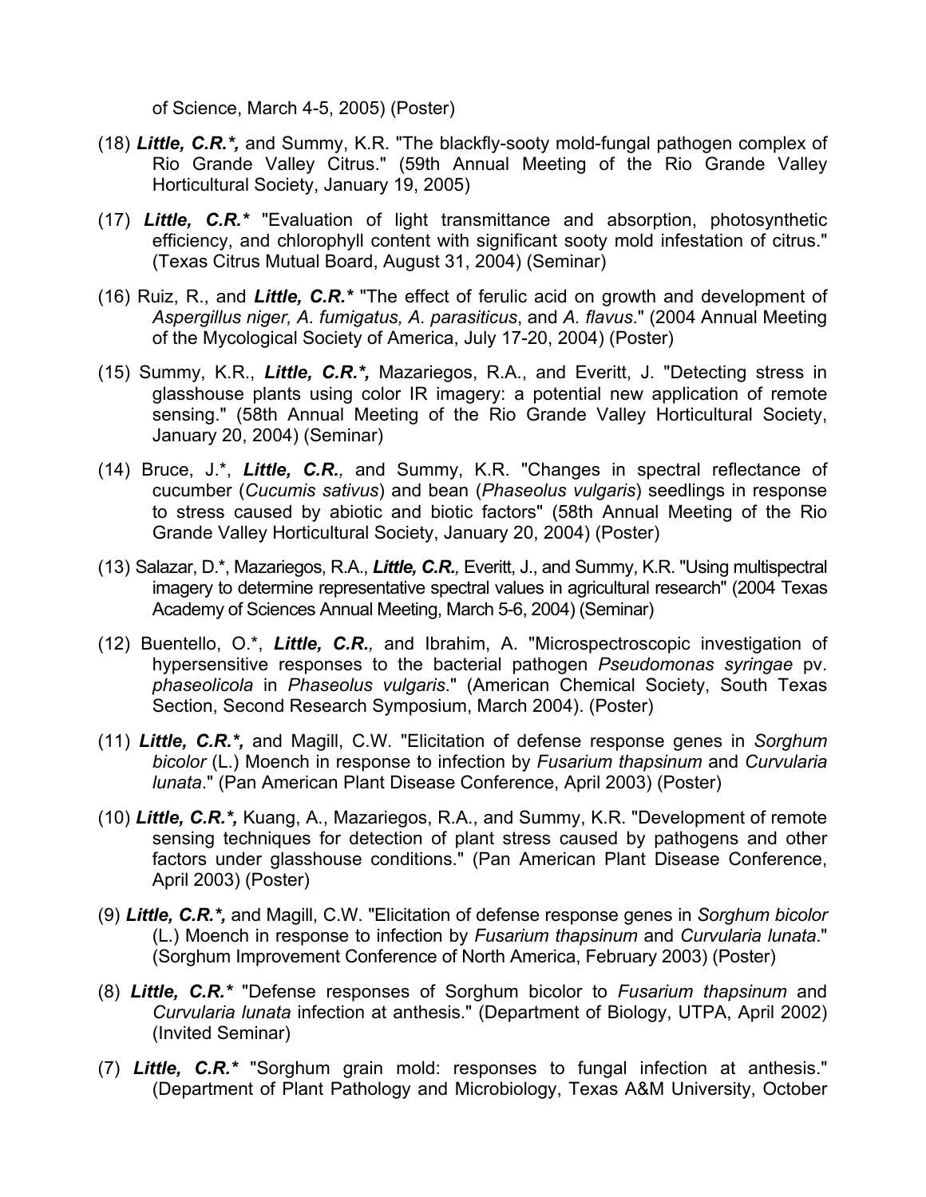of Science, March 4-5, 2005) (Poster)

(18) ***Little, C.R.\*,*** and Summy, K.R. "The blackfly-sooty mold-fungal pathogen complex of Rio Grande Valley Citrus." (59th Annual Meeting of the Rio Grande Valley Horticultural Society, January 19, 2005)

(17) ***Little, C.R.\**** "Evaluation of light transmittance and absorption, photosynthetic efficiency, and chlorophyll content with significant sooty mold infestation of citrus." (Texas Citrus Mutual Board, August 31, 2004) (Seminar)

(16) Ruiz, R., and ***Little, C.R.\**** "The effect of ferulic acid on growth and development of *Aspergillus niger, A. fumigatus, A. parasiticus*, and *A. flavus*." (2004 Annual Meeting of the Mycological Society of America, July 17-20, 2004) (Poster)

(15) Summy, K.R., ***Little, C.R.\*,*** Mazariegos, R.A., and Everitt, J. "Detecting stress in glasshouse plants using color IR imagery: a potential new application of remote sensing." (58th Annual Meeting of the Rio Grande Valley Horticultural Society, January 20, 2004) (Seminar)

(14) Bruce, J.\*, ***Little, C.R.,*** and Summy, K.R. "Changes in spectral reflectance of cucumber (*Cucumis sativus*) and bean (*Phaseolus vulgaris*) seedlings in response to stress caused by abiotic and biotic factors" (58th Annual Meeting of the Rio Grande Valley Horticultural Society, January 20, 2004) (Poster)

(13) Salazar, D.\*, Mazariegos, R.A., ***Little, C.R.,*** Everitt, J., and Summy, K.R. "Using multispectral imagery to determine representative spectral values in agricultural research" (2004 Texas Academy of Sciences Annual Meeting, March 5-6, 2004) (Seminar)

(12) Buentello, O.\*, ***Little, C.R.,*** and Ibrahim, A. "Microspectroscopic investigation of hypersensitive responses to the bacterial pathogen *Pseudomonas syringae* pv. *phaseolicola* in *Phaseolus vulgaris*." (American Chemical Society, South Texas Section, Second Research Symposium, March 2004). (Poster)

(11) ***Little, C.R.\*,*** and Magill, C.W. "Elicitation of defense response genes in *Sorghum bicolor* (L.) Moench in response to infection by *Fusarium thapsinum* and *Curvularia lunata*." (Pan American Plant Disease Conference, April 2003) (Poster)

(10) ***Little, C.R.\*,*** Kuang, A., Mazariegos, R.A., and Summy, K.R. "Development of remote sensing techniques for detection of plant stress caused by pathogens and other factors under glasshouse conditions." (Pan American Plant Disease Conference, April 2003) (Poster)

(9) ***Little, C.R.\*,*** and Magill, C.W. "Elicitation of defense response genes in *Sorghum bicolor* (L.) Moench in response to infection by *Fusarium thapsinum* and *Curvularia lunata*." (Sorghum Improvement Conference of North America, February 2003) (Poster)

(8) ***Little, C.R.\**** "Defense responses of Sorghum bicolor to *Fusarium thapsinum* and *Curvularia lunata* infection at anthesis." (Department of Biology, UTPA, April 2002) (Invited Seminar)

(7) ***Little, C.R.\**** "Sorghum grain mold: responses to fungal infection at anthesis." (Department of Plant Pathology and Microbiology, Texas A&M University, October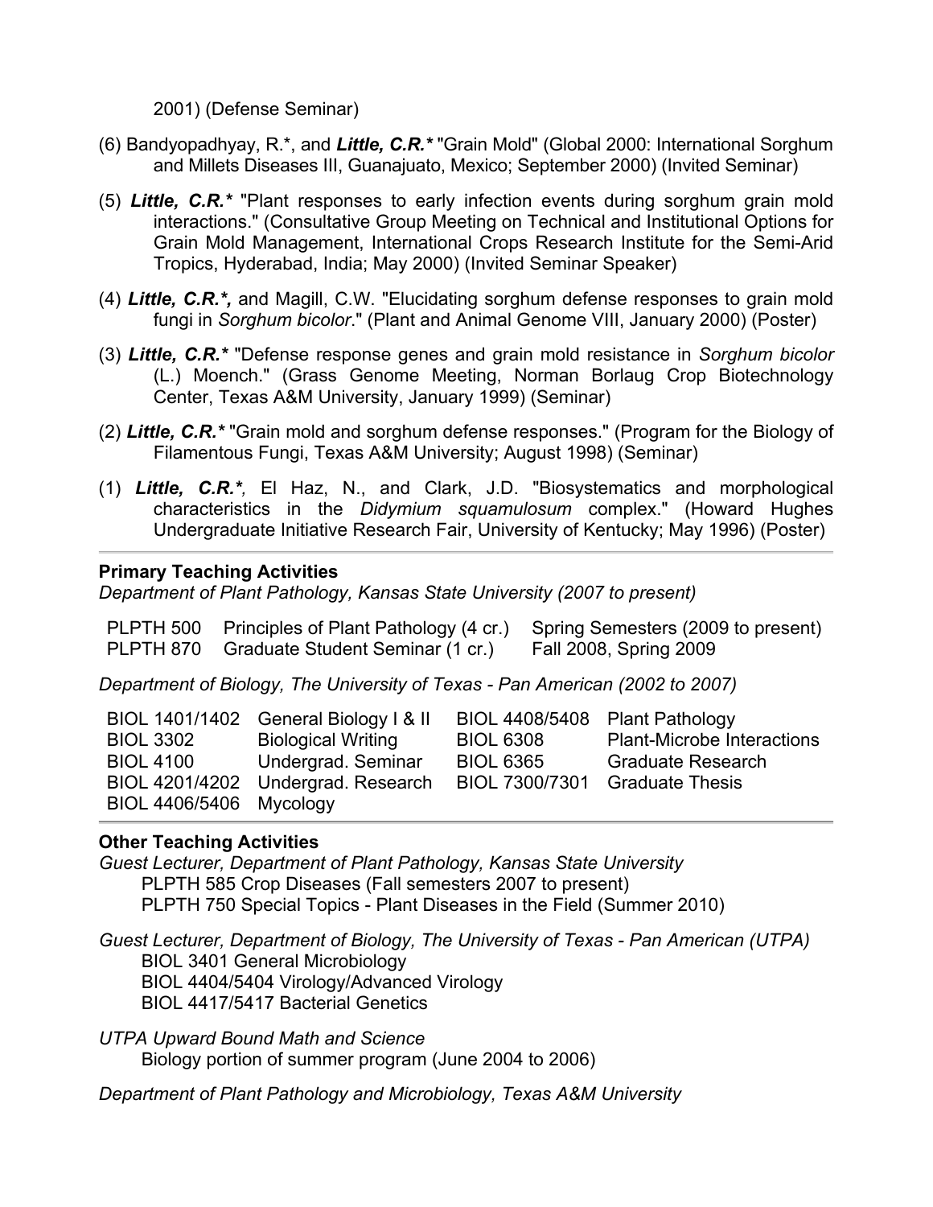2001) (Defense Seminar)

(6) Bandyopadhyay, R.*, and ***Little, C.R.**** "Grain Mold" (Global 2000: International Sorghum and Millets Diseases III, Guanajuato, Mexico; September 2000) (Invited Seminar)

(5) ***Little, C.R.**** "Plant responses to early infection events during sorghum grain mold interactions." (Consultative Group Meeting on Technical and Institutional Options for Grain Mold Management, International Crops Research Institute for the Semi-Arid Tropics, Hyderabad, India; May 2000) (Invited Seminar Speaker)

(4) ***Little, C.R.*,*** and Magill, C.W. "Elucidating sorghum defense responses to grain mold fungi in *Sorghum bicolor*." (Plant and Animal Genome VIII, January 2000) (Poster)

(3) ***Little, C.R.**** "Defense response genes and grain mold resistance in *Sorghum bicolor* (L.) Moench." (Grass Genome Meeting, Norman Borlaug Crop Biotechnology Center, Texas A&M University, January 1999) (Seminar)

(2) ***Little, C.R.**** "Grain mold and sorghum defense responses." (Program for the Biology of Filamentous Fungi, Texas A&M University; August 1998) (Seminar)

(1) ***Little, C.R.*,*** El Haz, N., and Clark, J.D. "Biosystematics and morphological characteristics in the *Didymium squamulosum* complex." (Howard Hughes Undergraduate Initiative Research Fair, University of Kentucky; May 1996) (Poster)

---

**Primary Teaching Activities**

*Department of Plant Pathology, Kansas State University (2007 to present)*

| | | |
|---|---|---|
| PLPTH 500 | Principles of Plant Pathology (4 cr.) | Spring Semesters (2009 to present) |
| PLPTH 870 | Graduate Student Seminar (1 cr.) | Fall 2008, Spring 2009 |

*Department of Biology, The University of Texas - Pan American (2002 to 2007)*

| | | | |
|---|---|---|---|
| BIOL 1401/1402 | General Biology I & II | BIOL 4408/5408 | Plant Pathology |
| BIOL 3302 | Biological Writing | BIOL 6308 | Plant-Microbe Interactions |
| BIOL 4100 | Undergrad. Seminar | BIOL 6365 | Graduate Research |
| BIOL 4201/4202 | Undergrad. Research | BIOL 7300/7301 | Graduate Thesis |
| BIOL 4406/5406 | Mycology | | |

---

**Other Teaching Activities**

*Guest Lecturer, Department of Plant Pathology, Kansas State University*
PLPTH 585 Crop Diseases (Fall semesters 2007 to present)
PLPTH 750 Special Topics - Plant Diseases in the Field (Summer 2010)

*Guest Lecturer, Department of Biology, The University of Texas - Pan American (UTPA)*
BIOL 3401 General Microbiology
BIOL 4404/5404 Virology/Advanced Virology
BIOL 4417/5417 Bacterial Genetics

*UTPA Upward Bound Math and Science*
Biology portion of summer program (June 2004 to 2006)

*Department of Plant Pathology and Microbiology, Texas A&M University*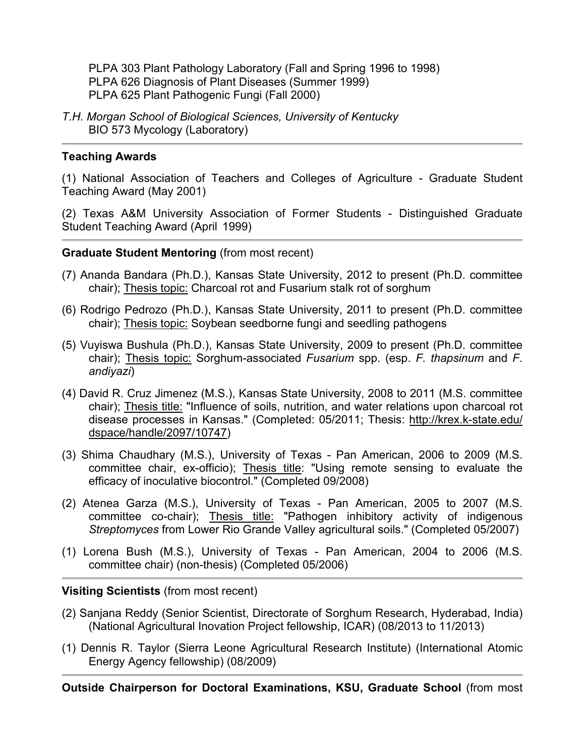PLPA 303 Plant Pathology Laboratory (Fall and Spring 1996 to 1998)
PLPA 626 Diagnosis of Plant Diseases (Summer 1999)
PLPA 625 Plant Pathogenic Fungi (Fall 2000)

*T.H. Morgan School of Biological Sciences, University of Kentucky*
BIO 573 Mycology (Laboratory)

---

**Teaching Awards**

(1) National Association of Teachers and Colleges of Agriculture - Graduate Student Teaching Award (May 2001)

(2) Texas A&M University Association of Former Students - Distinguished Graduate Student Teaching Award (April 1999)

---

**Graduate Student Mentoring** (from most recent)

(7) Ananda Bandara (Ph.D.), Kansas State University, 2012 to present (Ph.D. committee chair); Thesis topic: Charcoal rot and Fusarium stalk rot of sorghum

(6) Rodrigo Pedrozo (Ph.D.), Kansas State University, 2011 to present (Ph.D. committee chair); Thesis topic: Soybean seedborne fungi and seedling pathogens

(5) Vuyiswa Bushula (Ph.D.), Kansas State University, 2009 to present (Ph.D. committee chair); Thesis topic: Sorghum-associated *Fusarium* spp. (esp. *F. thapsinum* and *F. andiyazi*)

(4) David R. Cruz Jimenez (M.S.), Kansas State University, 2008 to 2011 (M.S. committee chair); Thesis title: "Influence of soils, nutrition, and water relations upon charcoal rot disease processes in Kansas." (Completed: 05/2011; Thesis: http://krex.k-state.edu/dspace/handle/2097/10747)

(3) Shima Chaudhary (M.S.), University of Texas - Pan American, 2006 to 2009 (M.S. committee chair, ex-officio); Thesis title: "Using remote sensing to evaluate the efficacy of inoculative biocontrol." (Completed 09/2008)

(2) Atenea Garza (M.S.), University of Texas - Pan American, 2005 to 2007 (M.S. committee co-chair); Thesis title: "Pathogen inhibitory activity of indigenous *Streptomyces* from Lower Rio Grande Valley agricultural soils." (Completed 05/2007)

(1) Lorena Bush (M.S.), University of Texas - Pan American, 2004 to 2006 (M.S. committee chair) (non-thesis) (Completed 05/2006)

---

**Visiting Scientists** (from most recent)

(2) Sanjana Reddy (Senior Scientist, Directorate of Sorghum Research, Hyderabad, India) (National Agricultural Inovation Project fellowship, ICAR) (08/2013 to 11/2013)

(1) Dennis R. Taylor (Sierra Leone Agricultural Research Institute) (International Atomic Energy Agency fellowship) (08/2009)

---

**Outside Chairperson for Doctoral Examinations, KSU, Graduate School** (from most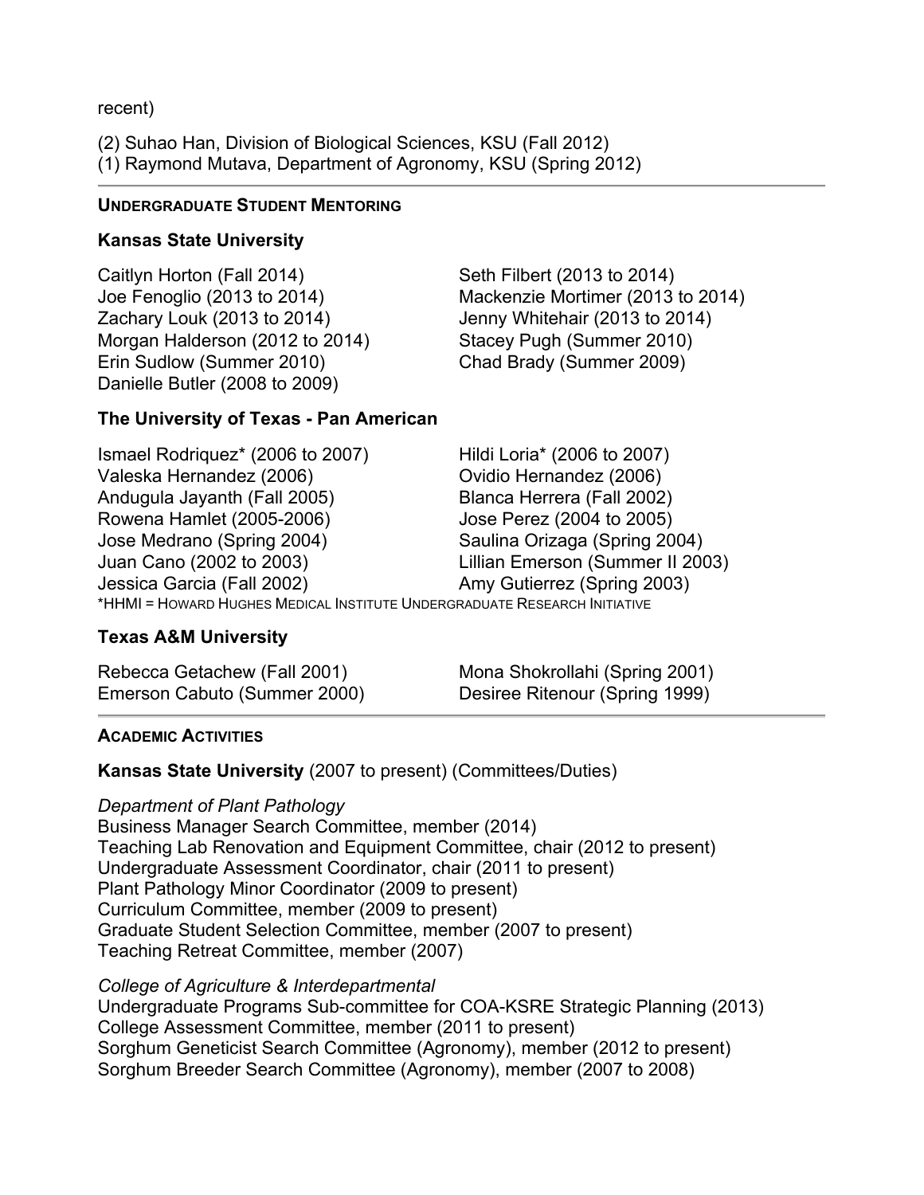recent)

(2) Suhao Han, Division of Biological Sciences, KSU (Fall 2012)
(1) Raymond Mutava, Department of Agronomy, KSU (Spring 2012)

---

## UNDERGRADUATE STUDENT MENTORING

### Kansas State University

Caitlyn Horton (Fall 2014)
Joe Fenoglio (2013 to 2014)
Zachary Louk (2013 to 2014)
Morgan Halderson (2012 to 2014)
Erin Sudlow (Summer 2010)
Danielle Butler (2008 to 2009)
Seth Filbert (2013 to 2014)
Mackenzie Mortimer (2013 to 2014)
Jenny Whitehair (2013 to 2014)
Stacey Pugh (Summer 2010)
Chad Brady (Summer 2009)

### The University of Texas - Pan American

Ismael Rodriquez* (2006 to 2007)
Valeska Hernandez (2006)
Andugula Jayanth (Fall 2005)
Rowena Hamlet (2005-2006)
Jose Medrano (Spring 2004)
Juan Cano (2002 to 2003)
Jessica Garcia (Fall 2002)
Hildi Loria* (2006 to 2007)
Ovidio Hernandez (2006)
Blanca Herrera (Fall 2002)
Jose Perez (2004 to 2005)
Saulina Orizaga (Spring 2004)
Lillian Emerson (Summer II 2003)
Amy Gutierrez (Spring 2003)

*HHMI = HOWARD HUGHES MEDICAL INSTITUTE UNDERGRADUATE RESEARCH INITIATIVE

### Texas A&M University

Rebecca Getachew (Fall 2001)
Emerson Cabuto (Summer 2000)
Mona Shokrollahi (Spring 2001)
Desiree Ritenour (Spring 1999)

---

## ACADEMIC ACTIVITIES

**Kansas State University** (2007 to present) (Committees/Duties)

*Department of Plant Pathology*
Business Manager Search Committee, member (2014)
Teaching Lab Renovation and Equipment Committee, chair (2012 to present)
Undergraduate Assessment Coordinator, chair (2011 to present)
Plant Pathology Minor Coordinator (2009 to present)
Curriculum Committee, member (2009 to present)
Graduate Student Selection Committee, member (2007 to present)
Teaching Retreat Committee, member (2007)

*College of Agriculture & Interdepartmental*
Undergraduate Programs Sub-committee for COA-KSRE Strategic Planning (2013)
College Assessment Committee, member (2011 to present)
Sorghum Geneticist Search Committee (Agronomy), member (2012 to present)
Sorghum Breeder Search Committee (Agronomy), member (2007 to 2008)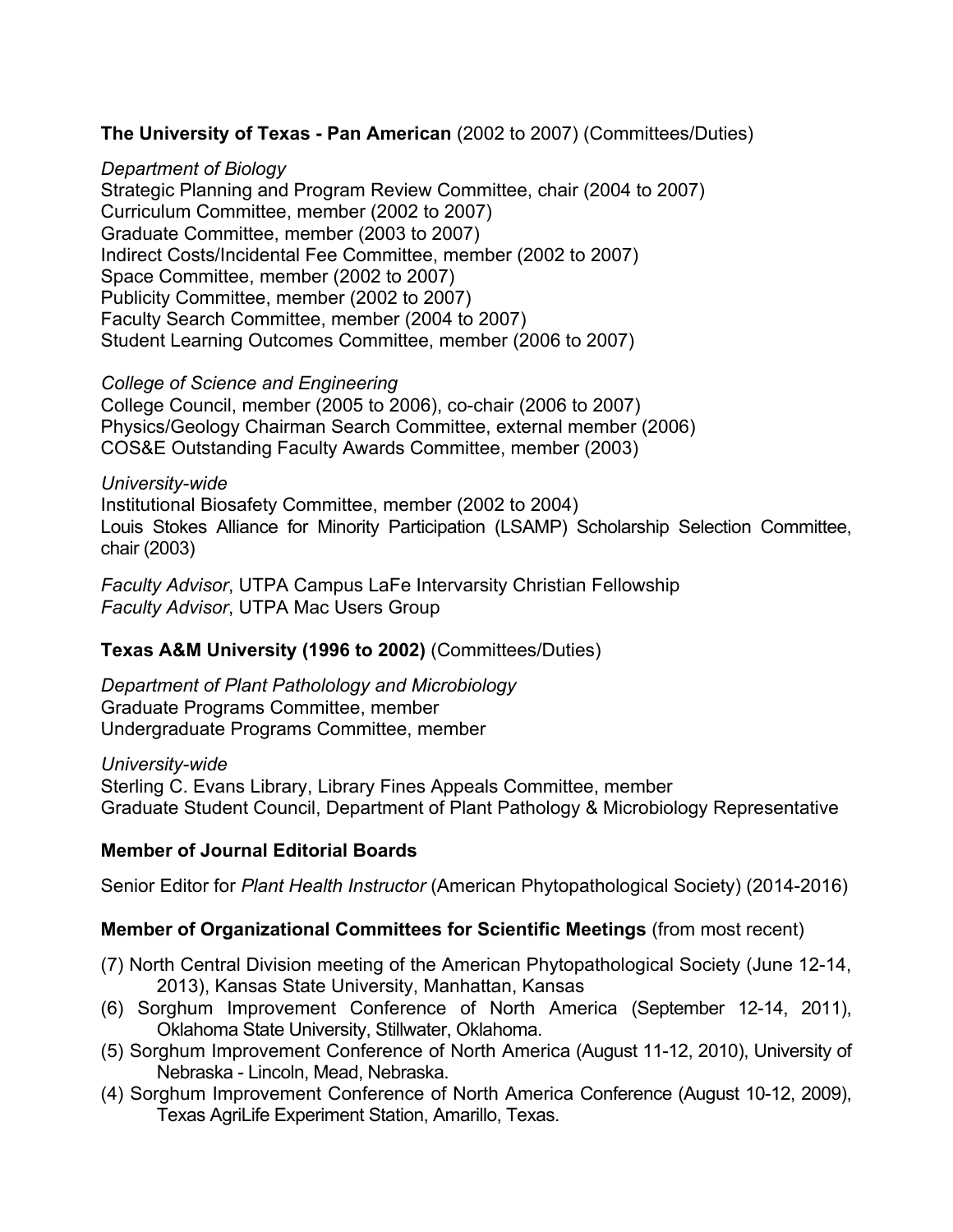**The University of Texas - Pan American** (2002 to 2007) (Committees/Duties)

*Department of Biology*
Strategic Planning and Program Review Committee, chair (2004 to 2007)
Curriculum Committee, member (2002 to 2007)
Graduate Committee, member (2003 to 2007)
Indirect Costs/Incidental Fee Committee, member (2002 to 2007)
Space Committee, member (2002 to 2007)
Publicity Committee, member (2002 to 2007)
Faculty Search Committee, member (2004 to 2007)
Student Learning Outcomes Committee, member (2006 to 2007)

*College of Science and Engineering*
College Council, member (2005 to 2006), co-chair (2006 to 2007)
Physics/Geology Chairman Search Committee, external member (2006)
COS&E Outstanding Faculty Awards Committee, member (2003)

*University-wide*
Institutional Biosafety Committee, member (2002 to 2004)
Louis Stokes Alliance for Minority Participation (LSAMP) Scholarship Selection Committee, chair (2003)

*Faculty Advisor*, UTPA Campus LaFe Intervarsity Christian Fellowship
*Faculty Advisor*, UTPA Mac Users Group

**Texas A&M University (1996 to 2002)** (Committees/Duties)

*Department of Plant Patholology and Microbiology*
Graduate Programs Committee, member
Undergraduate Programs Committee, member

*University-wide*
Sterling C. Evans Library, Library Fines Appeals Committee, member
Graduate Student Council, Department of Plant Pathology & Microbiology Representative

**Member of Journal Editorial Boards**

Senior Editor for *Plant Health Instructor* (American Phytopathological Society) (2014-2016)

**Member of Organizational Committees for Scientific Meetings** (from most recent)

(7) North Central Division meeting of the American Phytopathological Society (June 12-14, 2013), Kansas State University, Manhattan, Kansas
(6) Sorghum Improvement Conference of North America (September 12-14, 2011), Oklahoma State University, Stillwater, Oklahoma.
(5) Sorghum Improvement Conference of North America (August 11-12, 2010), University of Nebraska - Lincoln, Mead, Nebraska.
(4) Sorghum Improvement Conference of North America Conference (August 10-12, 2009), Texas AgriLife Experiment Station, Amarillo, Texas.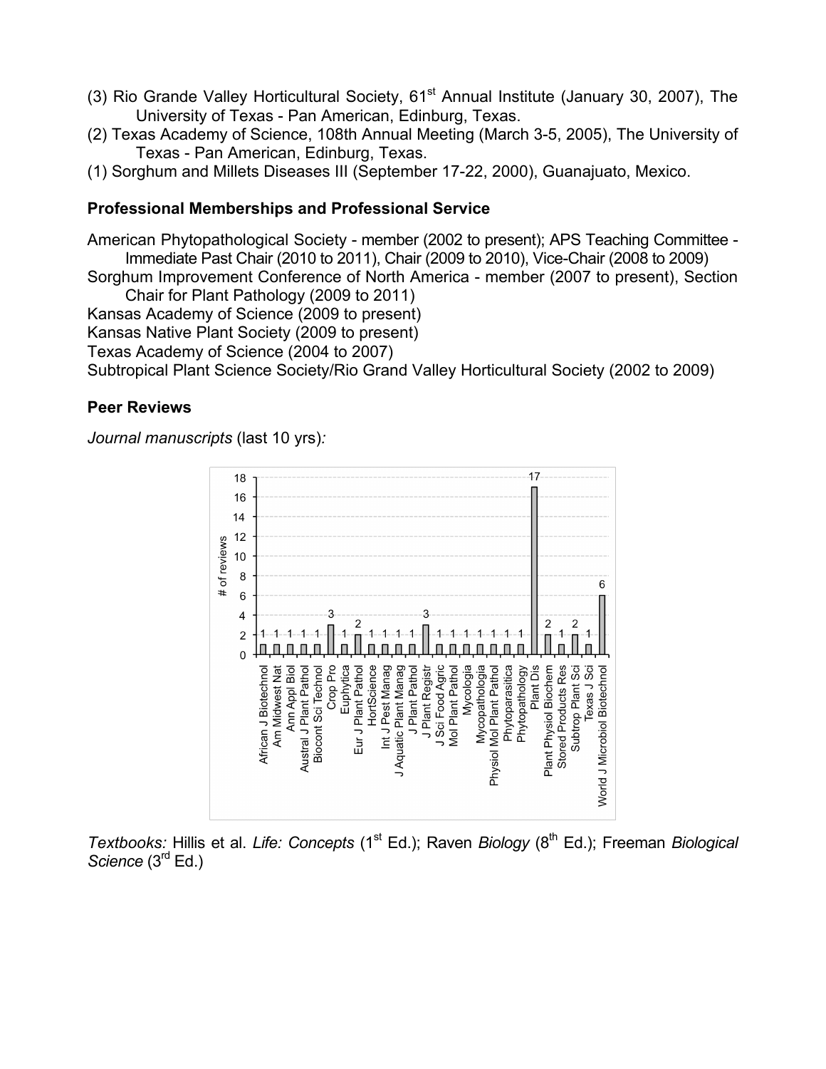(3) Rio Grande Valley Horticultural Society, 61st Annual Institute (January 30, 2007), The University of Texas - Pan American, Edinburg, Texas.

(2) Texas Academy of Science, 108th Annual Meeting (March 3-5, 2005), The University of Texas - Pan American, Edinburg, Texas.

(1) Sorghum and Millets Diseases III (September 17-22, 2000), Guanajuato, Mexico.

### Professional Memberships and Professional Service

American Phytopathological Society - member (2002 to present); APS Teaching Committee - Immediate Past Chair (2010 to 2011), Chair (2009 to 2010), Vice-Chair (2008 to 2009)

Sorghum Improvement Conference of North America - member (2007 to present), Section Chair for Plant Pathology (2009 to 2011)

Kansas Academy of Science (2009 to present)

Kansas Native Plant Society (2009 to present)

Texas Academy of Science (2004 to 2007)

Subtropical Plant Science Society/Rio Grand Valley Horticultural Society (2002 to 2009)

### Peer Reviews

*Journal manuscripts* (last 10 yrs)*:*

\# of reviews

0
2
4
6
8
10
12
14
16
18

1 1 1 1 1 3 1 2 1 1 1 1 3 1 1 1 1 1 1 1 17 2 1 2 1 6

African J Biotechnol
Am Midwest Nat
Ann Appl Biol
Austral J Plant Pathol
Biocont Sci Technol
Crop Pro
Euphytica
Eur J Plant Pathol
HortScience
Int J Pest Manag
J Aquatic Plant Manag
J Plant Pathol
J Plant Registr
J Sci Food Agric
Mol Plant Pathol
Mycologia
Mycopathologia
Physiol Mol Plant Pathol
Phytoparasitica
Phytopathology
Plant Dis
Plant Physiol Biochem
Stored Products Res
Subtrop Plant Sci
Texas J Sci
World J Microbiol Biotechnol

*Textbooks:* Hillis et al. *Life: Concepts* (1st Ed.); Raven *Biology* (8th Ed.); Freeman *Biological Science* (3rd Ed.)